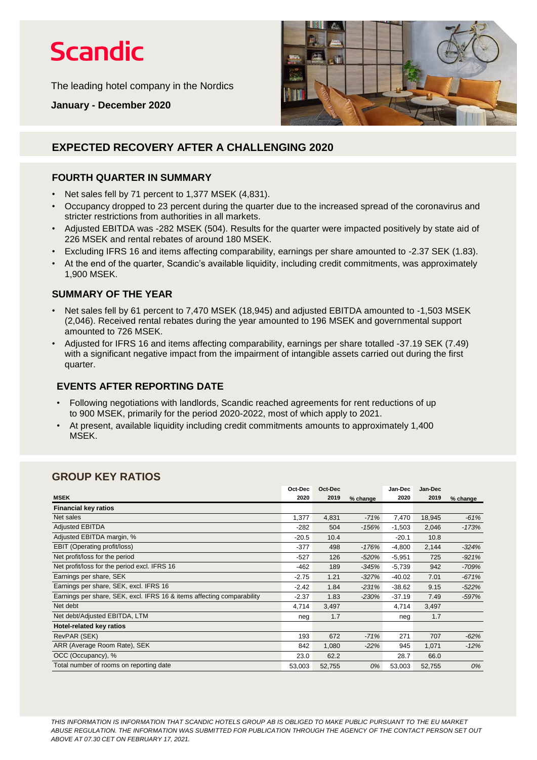# Scandic

The leading hotel company in the Nordics

**January - December 2020**

## EXPECTED RECOVERY AFTER A CHALLENGING 2020

### FOURTH QUARTER IN SUMMARY

- Net sales fell by 71 percent to 1,377 MSEK (4,831).
- Occupancy dropped to 23 percent during the quarter due to the increased spread of the coronavirus and stricter restrictions from authorities in all markets.
- Adjusted EBITDA was -282 MSEK (504). Results for the quarter were impacted positively by state aid of 226 MSEK and rental rebates of around 180 MSEK.
- Excluding IFRS 16 and items affecting comparability, earnings per share amounted to -2.37 SEK (1.83).
- At the end of the quarter, Scandic's available liquidity, including credit commitments, was approximately 1,900 MSEK.

### SUMMARY OF THE YEAR

- Net sales fell by 61 percent to 7,470 MSEK (18,945) and adjusted EBITDA amounted to -1,503 MSEK (2,046). Received rental rebates during the year amounted to 196 MSEK and governmental support amounted to 726 MSEK.
- Adjusted for IFRS 16 and items affecting comparability, earnings per share totalled -37.19 SEK (7.49) with a significant negative impact from the impairment of intangible assets carried out during the first quarter.

### EVENTS AFTER REPORTING DATE

- Following negotiations with landlords, Scandic reached agreements for rent reductions of up to 900 MSEK, primarily for the period 2020-2022, most of which apply to 2021.
- At present, available liquidity including credit commitments amounts to approximately 1,400 MSEK.

## GROUP KEY RATIOS

| MSEK | Oct-Dec 2020 | Oct-Dec 2019 | % change | Jan-Dec 2020 | Jan-Dec 2019 | % change |
|---|---|---|---|---|---|---|
| **Financial key ratios** | | | | | | |
| Net sales | 1,377 | 4,831 | *-71%* | 7,470 | 18,945 | *-61%* |
| Adjusted EBITDA | -282 | 504 | *-156%* | -1,503 | 2,046 | *-173%* |
| Adjusted EBITDA margin, % | -20.5 | 10.4 | | -20.1 | 10.8 | |
| EBIT (Operating profit/loss) | -377 | 498 | *-176%* | -4,800 | 2,144 | *-324%* |
| Net profit/loss for the period | -527 | 126 | *-520%* | -5,951 | 725 | *-921%* |
| Net profit/loss for the period excl. IFRS 16 | -462 | 189 | *-345%* | -5,739 | 942 | *-709%* |
| Earnings per share, SEK | -2.75 | 1.21 | *-327%* | -40.02 | 7.01 | *-671%* |
| Earnings per share, SEK, excl. IFRS 16 | -2.42 | 1.84 | *-231%* | -38.62 | 9.15 | *-522%* |
| Earnings per share, SEK, excl. IFRS 16 & items affecting comparability | -2.37 | 1.83 | *-230%* | -37.19 | 7.49 | *-597%* |
| Net debt | 4,714 | 3,497 | | 4,714 | 3,497 | |
| Net debt/Adjusted EBITDA, LTM | neg | 1.7 | | neg | 1.7 | |
| **Hotel-related key ratios** | | | | | | |
| RevPAR (SEK) | 193 | 672 | *-71%* | 271 | 707 | *-62%* |
| ARR (Average Room Rate), SEK | 842 | 1,080 | *-22%* | 945 | 1,071 | *-12%* |
| OCC (Occupancy), % | 23.0 | 62.2 | | 28.7 | 66.0 | |
| Total number of rooms on reporting date | 53,003 | 52,755 | *0%* | 53,003 | 52,755 | *0%* |

*THIS INFORMATION IS INFORMATION THAT SCANDIC HOTELS GROUP AB IS OBLIGED TO MAKE PUBLIC PURSUANT TO THE EU MARKET ABUSE REGULATION. THE INFORMATION WAS SUBMITTED FOR PUBLICATION THROUGH THE AGENCY OF THE CONTACT PERSON SET OUT ABOVE AT 07.30 CET ON FEBRUARY 17, 2021.*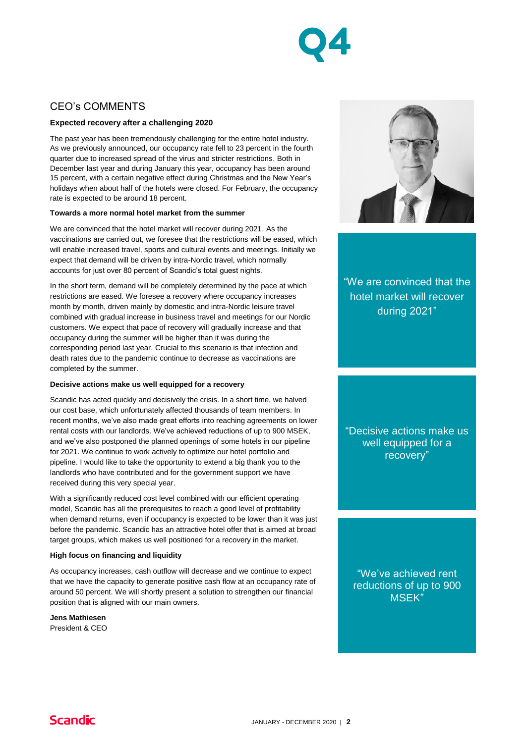# CEO's COMMENTS

### Expected recovery after a challenging 2020

The past year has been tremendously challenging for the entire hotel industry. As we previously announced, our occupancy rate fell to 23 percent in the fourth quarter due to increased spread of the virus and stricter restrictions. Both in December last year and during January this year, occupancy has been around 15 percent, with a certain negative effect during Christmas and the New Year's holidays when about half of the hotels were closed. For February, the occupancy rate is expected to be around 18 percent.

### Towards a more normal hotel market from the summer

We are convinced that the hotel market will recover during 2021. As the vaccinations are carried out, we foresee that the restrictions will be eased, which will enable increased travel, sports and cultural events and meetings. Initially we expect that demand will be driven by intra-Nordic travel, which normally accounts for just over 80 percent of Scandic's total guest nights.

In the short term, demand will be completely determined by the pace at which restrictions are eased. We foresee a recovery where occupancy increases month by month, driven mainly by domestic and intra-Nordic leisure travel combined with gradual increase in business travel and meetings for our Nordic customers. We expect that pace of recovery will gradually increase and that occupancy during the summer will be higher than it was during the corresponding period last year. Crucial to this scenario is that infection and death rates due to the pandemic continue to decrease as vaccinations are completed by the summer.

### Decisive actions make us well equipped for a recovery

Scandic has acted quickly and decisively the crisis. In a short time, we halved our cost base, which unfortunately affected thousands of team members. In recent months, we've also made great efforts into reaching agreements on lower rental costs with our landlords. We've achieved reductions of up to 900 MSEK, and we've also postponed the planned openings of some hotels in our pipeline for 2021. We continue to work actively to optimize our hotel portfolio and pipeline. I would like to take the opportunity to extend a big thank you to the landlords who have contributed and for the government support we have received during this very special year.

With a significantly reduced cost level combined with our efficient operating model, Scandic has all the prerequisites to reach a good level of profitability when demand returns, even if occupancy is expected to be lower than it was just before the pandemic. Scandic has an attractive hotel offer that is aimed at broad target groups, which makes us well positioned for a recovery in the market.

### High focus on financing and liquidity

As occupancy increases, cash outflow will decrease and we continue to expect that we have the capacity to generate positive cash flow at an occupancy rate of around 50 percent. We will shortly present a solution to strengthen our financial position that is aligned with our main owners.

**Jens Mathiesen**
President & CEO

"We are convinced that the hotel market will recover during 2021"

"Decisive actions make us well equipped for a recovery"

"We've achieved rent reductions of up to 900 MSEK"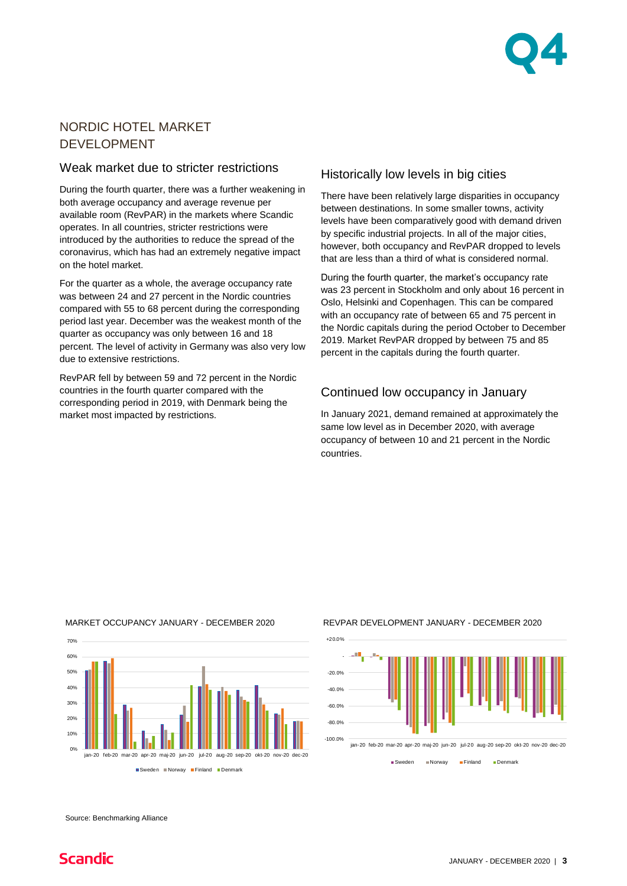# NORDIC HOTEL MARKET DEVELOPMENT

## Weak market due to stricter restrictions

During the fourth quarter, there was a further weakening in both average occupancy and average revenue per available room (RevPAR) in the markets where Scandic operates. In all countries, stricter restrictions were introduced by the authorities to reduce the spread of the coronavirus, which has had an extremely negative impact on the hotel market.

For the quarter as a whole, the average occupancy rate was between 24 and 27 percent in the Nordic countries compared with 55 to 68 percent during the corresponding period last year. December was the weakest month of the quarter as occupancy was only between 16 and 18 percent. The level of activity in Germany was also very low due to extensive restrictions.

RevPAR fell by between 59 and 72 percent in the Nordic countries in the fourth quarter compared with the corresponding period in 2019, with Denmark being the market most impacted by restrictions.

## Historically low levels in big cities

There have been relatively large disparities in occupancy between destinations. In some smaller towns, activity levels have been comparatively good with demand driven by specific industrial projects. In all of the major cities, however, both occupancy and RevPAR dropped to levels that are less than a third of what is considered normal.

During the fourth quarter, the market's occupancy rate was 23 percent in Stockholm and only about 16 percent in Oslo, Helsinki and Copenhagen. This can be compared with an occupancy rate of between 65 and 75 percent in the Nordic capitals during the period October to December 2019. Market RevPAR dropped by between 75 and 85 percent in the capitals during the fourth quarter.

## Continued low occupancy in January

In January 2021, demand remained at approximately the same low level as in December 2020, with average occupancy of between 10 and 21 percent in the Nordic countries.

MARKET OCCUPANCY JANUARY - DECEMBER 2020

REVPAR DEVELOPMENT JANUARY - DECEMBER 2020

Source: Benchmarking Alliance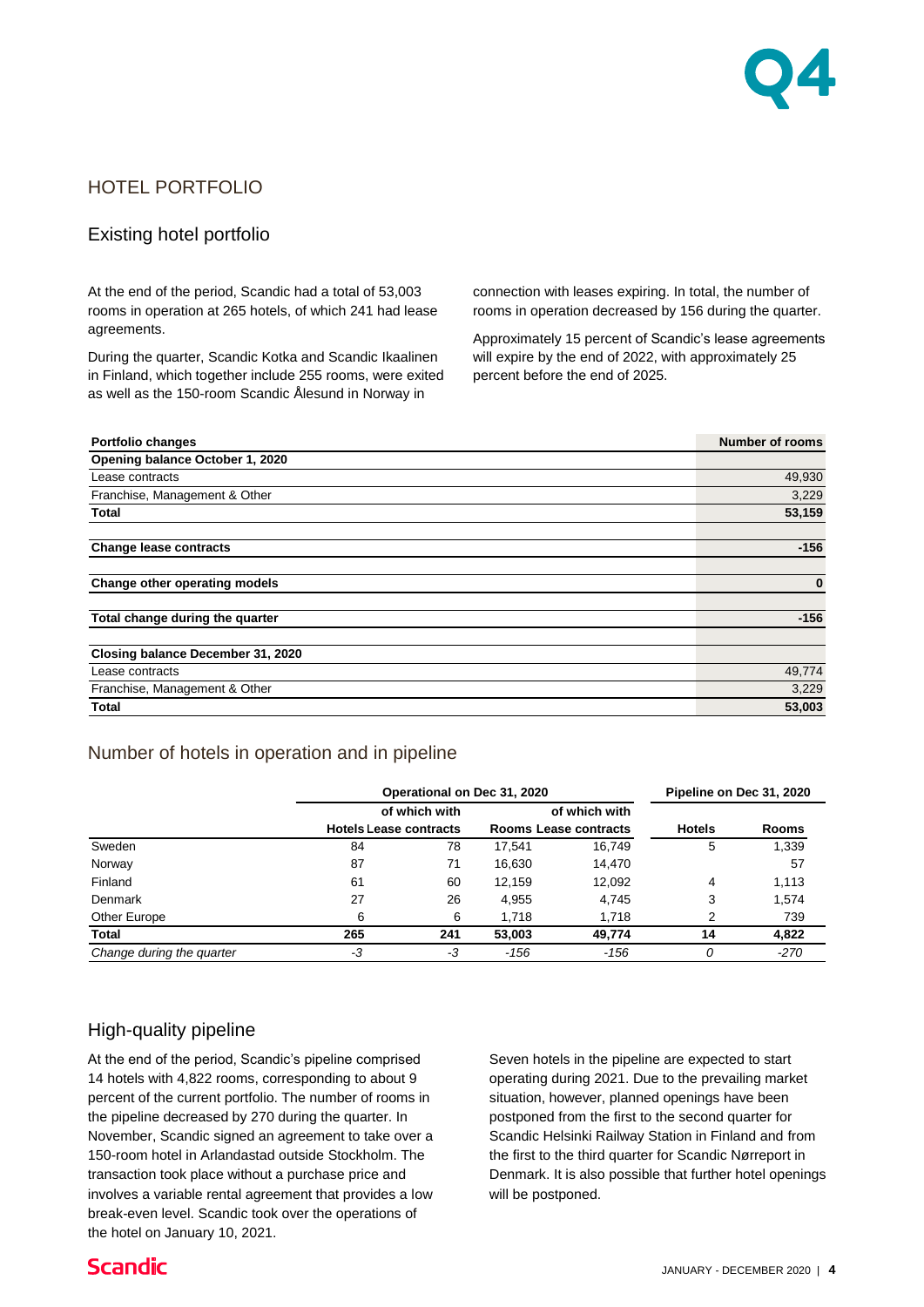## HOTEL PORTFOLIO

### Existing hotel portfolio

At the end of the period, Scandic had a total of 53,003 rooms in operation at 265 hotels, of which 241 had lease agreements.

During the quarter, Scandic Kotka and Scandic Ikaalinen in Finland, which together include 255 rooms, were exited as well as the 150-room Scandic Ålesund in Norway in connection with leases expiring. In total, the number of rooms in operation decreased by 156 during the quarter.

Approximately 15 percent of Scandic's lease agreements will expire by the end of 2022, with approximately 25 percent before the end of 2025.

| **Portfolio changes** | **Number of rooms** |
|---|---|
| **Opening balance October 1, 2020** | |
| Lease contracts | 49,930 |
| Franchise, Management & Other | 3,229 |
| **Total** | **53,159** |
| | |
| **Change lease contracts** | **-156** |
| | |
| **Change other operating models** | **0** |
| | |
| **Total change during the quarter** | **-156** |
| | |
| **Closing balance December 31, 2020** | |
| Lease contracts | 49,774 |
| Franchise, Management & Other | 3,229 |
| **Total** | **53,003** |

### Number of hotels in operation and in pipeline

| | **Operational on Dec 31, 2020** | | | | **Pipeline on Dec 31, 2020** | |
|---|---|---|---|---|---|---|
| | **Hotels** | **of which with Lease contracts** | **Rooms** | **of which with Lease contracts** | **Hotels** | **Rooms** |
| Sweden | 84 | 78 | 17,541 | 16,749 | 5 | 1,339 |
| Norway | 87 | 71 | 16,630 | 14,470 | | 57 |
| Finland | 61 | 60 | 12,159 | 12,092 | 4 | 1,113 |
| Denmark | 27 | 26 | 4,955 | 4,745 | 3 | 1,574 |
| Other Europe | 6 | 6 | 1,718 | 1,718 | 2 | 739 |
| **Total** | **265** | **241** | **53,003** | **49,774** | **14** | **4,822** |
| *Change during the quarter* | *-3* | *-3* | *-156* | *-156* | *0* | *-270* |

### High-quality pipeline

At the end of the period, Scandic's pipeline comprised 14 hotels with 4,822 rooms, corresponding to about 9 percent of the current portfolio. The number of rooms in the pipeline decreased by 270 during the quarter. In November, Scandic signed an agreement to take over a 150-room hotel in Arlandastad outside Stockholm. The transaction took place without a purchase price and involves a variable rental agreement that provides a low break-even level. Scandic took over the operations of the hotel on January 10, 2021.

Seven hotels in the pipeline are expected to start operating during 2021. Due to the prevailing market situation, however, planned openings have been postponed from the first to the second quarter for Scandic Helsinki Railway Station in Finland and from the first to the third quarter for Scandic Nørreport in Denmark. It is also possible that further hotel openings will be postponed.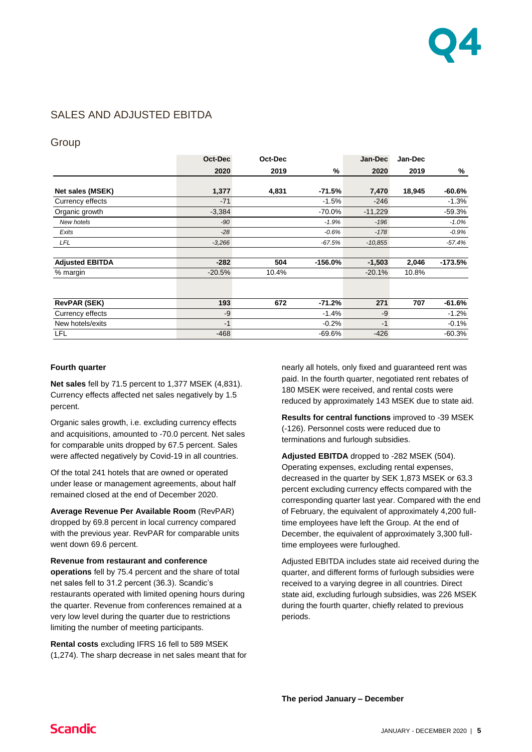## SALES AND ADJUSTED EBITDA

### Group

| | Oct-Dec 2020 | Oct-Dec 2019 | % | Jan-Dec 2020 | Jan-Dec 2019 | % |
|---|---|---|---|---|---|---|
| **Net sales (MSEK)** | **1,377** | **4,831** | **-71.5%** | **7,470** | **18,945** | **-60.6%** |
| Currency effects | -71 | | -1.5% | -246 | | -1.3% |
| Organic growth | -3,384 | | -70.0% | -11,229 | | -59.3% |
| *New hotels* | *-90* | | *-1.9%* | *-196* | | *-1.0%* |
| *Exits* | *-28* | | *-0.6%* | *-178* | | *-0.9%* |
| *LFL* | *-3,266* | | *-67.5%* | *-10,855* | | *-57.4%* |
| | | | | | | |
| **Adjusted EBITDA** | **-282** | **504** | **-156.0%** | **-1,503** | **2,046** | **-173.5%** |
| % margin | -20.5% | 10.4% | | -20.1% | 10.8% | |
| | | | | | | |
| **RevPAR (SEK)** | **193** | **672** | **-71.2%** | **271** | **707** | **-61.6%** |
| Currency effects | -9 | | -1.4% | -9 | | -1.2% |
| New hotels/exits | -1 | | -0.2% | -1 | | -0.1% |
| LFL | -468 | | -69.6% | -426 | | -60.3% |

**Fourth quarter**

**Net sales** fell by 71.5 percent to 1,377 MSEK (4,831). Currency effects affected net sales negatively by 1.5 percent.

Organic sales growth, i.e. excluding currency effects and acquisitions, amounted to -70.0 percent. Net sales for comparable units dropped by 67.5 percent. Sales were affected negatively by Covid-19 in all countries.

Of the total 241 hotels that are owned or operated under lease or management agreements, about half remained closed at the end of December 2020.

**Average Revenue Per Available Room** (RevPAR) dropped by 69.8 percent in local currency compared with the previous year. RevPAR for comparable units went down 69.6 percent.

**Revenue from restaurant and conference operations** fell by 75.4 percent and the share of total net sales fell to 31.2 percent (36.3). Scandic's restaurants operated with limited opening hours during the quarter. Revenue from conferences remained at a very low level during the quarter due to restrictions limiting the number of meeting participants.

**Rental costs** excluding IFRS 16 fell to 589 MSEK (1,274). The sharp decrease in net sales meant that for nearly all hotels, only fixed and guaranteed rent was paid. In the fourth quarter, negotiated rent rebates of 180 MSEK were received, and rental costs were reduced by approximately 143 MSEK due to state aid.

**Results for central functions** improved to -39 MSEK (-126). Personnel costs were reduced due to terminations and furlough subsidies.

**Adjusted EBITDA** dropped to -282 MSEK (504). Operating expenses, excluding rental expenses, decreased in the quarter by SEK 1,873 MSEK or 63.3 percent excluding currency effects compared with the corresponding quarter last year. Compared with the end of February, the equivalent of approximately 4,200 full-time employees have left the Group. At the end of December, the equivalent of approximately 3,300 full-time employees were furloughed.

Adjusted EBITDA includes state aid received during the quarter, and different forms of furlough subsidies were received to a varying degree in all countries. Direct state aid, excluding furlough subsidies, was 226 MSEK during the fourth quarter, chiefly related to previous periods.

**The period January – December**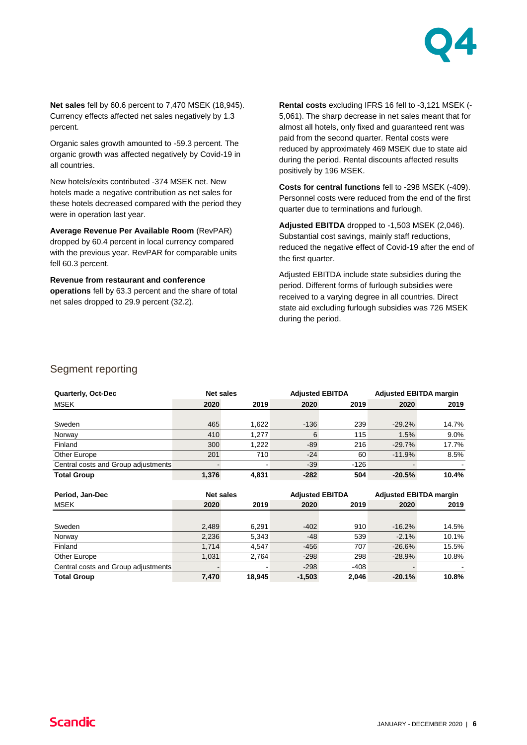**Net sales** fell by 60.6 percent to 7,470 MSEK (18,945). Currency effects affected net sales negatively by 1.3 percent.

Organic sales growth amounted to -59.3 percent. The organic growth was affected negatively by Covid-19 in all countries.

New hotels/exits contributed -374 MSEK net. New hotels made a negative contribution as net sales for these hotels decreased compared with the period they were in operation last year.

**Average Revenue Per Available Room** (RevPAR) dropped by 60.4 percent in local currency compared with the previous year. RevPAR for comparable units fell 60.3 percent.

**Revenue from restaurant and conference operations** fell by 63.3 percent and the share of total net sales dropped to 29.9 percent (32.2).

**Rental costs** excluding IFRS 16 fell to -3,121 MSEK (-5,061). The sharp decrease in net sales meant that for almost all hotels, only fixed and guaranteed rent was paid from the second quarter. Rental costs were reduced by approximately 469 MSEK due to state aid during the period. Rental discounts affected results positively by 196 MSEK.

**Costs for central functions** fell to -298 MSEK (-409). Personnel costs were reduced from the end of the first quarter due to terminations and furlough.

**Adjusted EBITDA** dropped to -1,503 MSEK (2,046). Substantial cost savings, mainly staff reductions, reduced the negative effect of Covid-19 after the end of the first quarter.

Adjusted EBITDA include state subsidies during the period. Different forms of furlough subsidies were received to a varying degree in all countries. Direct state aid excluding furlough subsidies was 726 MSEK during the period.

## Segment reporting

| **Quarterly, Oct-Dec** | **Net sales** | | **Adjusted EBITDA** | | **Adjusted EBITDA margin** | |
|---|---|---|---|---|---|---|
| MSEK | **2020** | **2019** | **2020** | **2019** | **2020** | **2019** |
| Sweden | 465 | 1,622 | -136 | 239 | -29.2% | 14.7% |
| Norway | 410 | 1,277 | 6 | 115 | 1.5% | 9.0% |
| Finland | 300 | 1,222 | -89 | 216 | -29.7% | 17.7% |
| Other Europe | 201 | 710 | -24 | 60 | -11.9% | 8.5% |
| Central costs and Group adjustments | - | - | -39 | -126 | - | - |
| **Total Group** | **1,376** | **4,831** | **-282** | **504** | **-20.5%** | **10.4%** |

| **Period, Jan-Dec** | **Net sales** | | **Adjusted EBITDA** | | **Adjusted EBITDA margin** | |
|---|---|---|---|---|---|---|
| MSEK | **2020** | **2019** | **2020** | **2019** | **2020** | **2019** |
| Sweden | 2,489 | 6,291 | -402 | 910 | -16.2% | 14.5% |
| Norway | 2,236 | 5,343 | -48 | 539 | -2.1% | 10.1% |
| Finland | 1,714 | 4,547 | -456 | 707 | -26.6% | 15.5% |
| Other Europe | 1,031 | 2,764 | -298 | 298 | -28.9% | 10.8% |
| Central costs and Group adjustments | - | - | -298 | -408 | - | - |
| **Total Group** | **7,470** | **18,945** | **-1,503** | **2,046** | **-20.1%** | **10.8%** |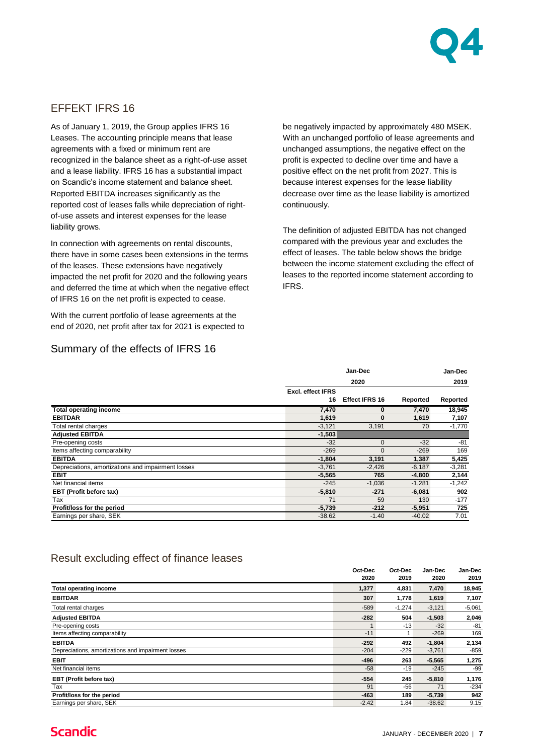## EFFEKT IFRS 16

As of January 1, 2019, the Group applies IFRS 16 Leases. The accounting principle means that lease agreements with a fixed or minimum rent are recognized in the balance sheet as a right-of-use asset and a lease liability. IFRS 16 has a substantial impact on Scandic's income statement and balance sheet. Reported EBITDA increases significantly as the reported cost of leases falls while depreciation of right-of-use assets and interest expenses for the lease liability grows.

In connection with agreements on rental discounts, there have in some cases been extensions in the terms of the leases. These extensions have negatively impacted the net profit for 2020 and the following years and deferred the time at which when the negative effect of IFRS 16 on the net profit is expected to cease.

With the current portfolio of lease agreements at the end of 2020, net profit after tax for 2021 is expected to be negatively impacted by approximately 480 MSEK. With an unchanged portfolio of lease agreements and unchanged assumptions, the negative effect on the profit is expected to decline over time and have a positive effect on the net profit from 2027. This is because interest expenses for the lease liability decrease over time as the lease liability is amortized continuously.

The definition of adjusted EBITDA has not changed compared with the previous year and excludes the effect of leases. The table below shows the bridge between the income statement excluding the effect of leases to the reported income statement according to IFRS.

## Summary of the effects of IFRS 16

| | Jan-Dec 2020 | | | Jan-Dec 2019 |
|---|---|---|---|---|
| | Excl. effect IFRS 16 | Effect IFRS 16 | Reported | Reported |
| **Total operating income** | **7,470** | **0** | **7,470** | **18,945** |
| **EBITDAR** | **1,619** | **0** | **1,619** | **7,107** |
| Total rental charges | -3,121 | 3,191 | 70 | -1,770 |
| **Adjusted EBITDA** | **-1,503** | | | |
| Pre-opening costs | -32 | 0 | -32 | -81 |
| Items affecting comparability | -269 | 0 | -269 | 169 |
| **EBITDA** | **-1,804** | **3,191** | **1,387** | **5,425** |
| Depreciations, amortizations and impairment losses | -3,761 | -2,426 | -6,187 | -3,281 |
| **EBIT** | **-5,565** | **765** | **-4,800** | **2,144** |
| Net financial items | -245 | -1,036 | -1,281 | -1,242 |
| **EBT (Profit before tax)** | **-5,810** | **-271** | **-6,081** | **902** |
| Tax | 71 | 59 | 130 | -177 |
| **Profit/loss for the period** | **-5,739** | **-212** | **-5,951** | **725** |
| Earnings per share, SEK | -38.62 | -1.40 | -40.02 | 7.01 |

## Result excluding effect of finance leases

| | Oct-Dec 2020 | Oct-Dec 2019 | Jan-Dec 2020 | Jan-Dec 2019 |
|---|---|---|---|---|
| **Total operating income** | **1,377** | **4,831** | **7,470** | **18,945** |
| **EBITDAR** | **307** | **1,778** | **1,619** | **7,107** |
| Total rental charges | -589 | -1,274 | -3,121 | -5,061 |
| **Adjusted EBITDA** | **-282** | **504** | **-1,503** | **2,046** |
| Pre-opening costs | 1 | -13 | -32 | -81 |
| Items affecting comparability | -11 | 1 | -269 | 169 |
| **EBITDA** | **-292** | **492** | **-1,804** | **2,134** |
| Depreciations, amortizations and impairment losses | -204 | -229 | -3,761 | -859 |
| **EBIT** | **-496** | **263** | **-5,565** | **1,275** |
| Net financial items | -58 | -19 | -245 | -99 |
| **EBT (Profit before tax)** | **-554** | **245** | **-5,810** | **1,176** |
| Tax | 91 | -56 | 71 | -234 |
| **Profit/loss for the period** | **-463** | **189** | **-5,739** | **942** |
| Earnings per share, SEK | -2.42 | 1.84 | -38.62 | 9.15 |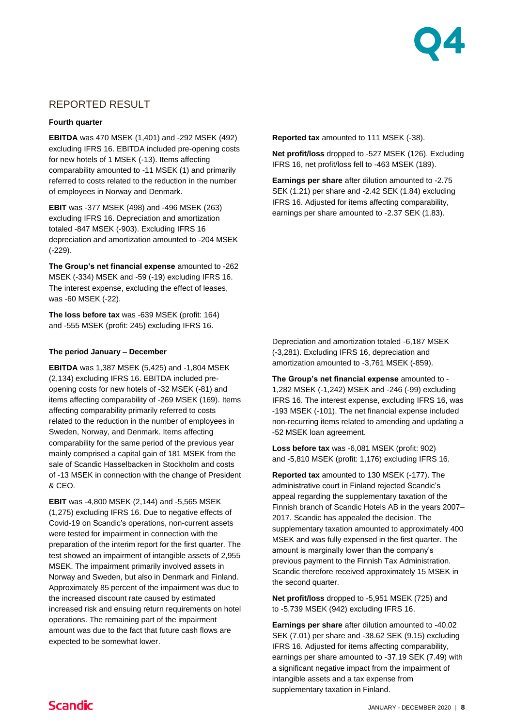## REPORTED RESULT

### Fourth quarter

**EBITDA** was 470 MSEK (1,401) and -292 MSEK (492) excluding IFRS 16. EBITDA included pre-opening costs for new hotels of 1 MSEK (-13). Items affecting comparability amounted to -11 MSEK (1) and primarily referred to costs related to the reduction in the number of employees in Norway and Denmark.

**EBIT** was -377 MSEK (498) and -496 MSEK (263) excluding IFRS 16. Depreciation and amortization totaled -847 MSEK (-903). Excluding IFRS 16 depreciation and amortization amounted to -204 MSEK (-229).

**The Group's net financial expense** amounted to -262 MSEK (-334) MSEK and -59 (-19) excluding IFRS 16. The interest expense, excluding the effect of leases, was -60 MSEK (-22).

**The loss before tax** was -639 MSEK (profit: 164) and -555 MSEK (profit: 245) excluding IFRS 16.

**Reported tax** amounted to 111 MSEK (-38).

**Net profit/loss** dropped to -527 MSEK (126). Excluding IFRS 16, net profit/loss fell to -463 MSEK (189).

**Earnings per share** after dilution amounted to -2.75 SEK (1.21) per share and -2.42 SEK (1.84) excluding IFRS 16. Adjusted for items affecting comparability, earnings per share amounted to -2.37 SEK (1.83).

### The period January – December

**EBITDA** was 1,387 MSEK (5,425) and -1,804 MSEK (2,134) excluding IFRS 16. EBITDA included pre-opening costs for new hotels of -32 MSEK (-81) and items affecting comparability of -269 MSEK (169). Items affecting comparability primarily referred to costs related to the reduction in the number of employees in Sweden, Norway, and Denmark. Items affecting comparability for the same period of the previous year mainly comprised a capital gain of 181 MSEK from the sale of Scandic Hasselbacken in Stockholm and costs of -13 MSEK in connection with the change of President & CEO.

**EBIT** was -4,800 MSEK (2,144) and -5,565 MSEK (1,275) excluding IFRS 16. Due to negative effects of Covid-19 on Scandic's operations, non-current assets were tested for impairment in connection with the preparation of the interim report for the first quarter. The test showed an impairment of intangible assets of 2,955 MSEK. The impairment primarily involved assets in Norway and Sweden, but also in Denmark and Finland. Approximately 85 percent of the impairment was due to the increased discount rate caused by estimated increased risk and ensuing return requirements on hotel operations. The remaining part of the impairment amount was due to the fact that future cash flows are expected to be somewhat lower.

Depreciation and amortization totaled -6,187 MSEK (-3,281). Excluding IFRS 16, depreciation and amortization amounted to -3,761 MSEK (-859).

**The Group's net financial expense** amounted to -1,282 MSEK (-1,242) MSEK and -246 (-99) excluding IFRS 16. The interest expense, excluding IFRS 16, was -193 MSEK (-101). The net financial expense included non-recurring items related to amending and updating a -52 MSEK loan agreement.

**Loss before tax** was -6,081 MSEK (profit: 902) and -5,810 MSEK (profit: 1,176) excluding IFRS 16.

**Reported tax** amounted to 130 MSEK (-177). The administrative court in Finland rejected Scandic's appeal regarding the supplementary taxation of the Finnish branch of Scandic Hotels AB in the years 2007–2017. Scandic has appealed the decision. The supplementary taxation amounted to approximately 400 MSEK and was fully expensed in the first quarter. The amount is marginally lower than the company's previous payment to the Finnish Tax Administration. Scandic therefore received approximately 15 MSEK in the second quarter.

**Net profit/loss** dropped to -5,951 MSEK (725) and to -5,739 MSEK (942) excluding IFRS 16.

**Earnings per share** after dilution amounted to -40.02 SEK (7.01) per share and -38.62 SEK (9.15) excluding IFRS 16. Adjusted for items affecting comparability, earnings per share amounted to -37.19 SEK (7.49) with a significant negative impact from the impairment of intangible assets and a tax expense from supplementary taxation in Finland.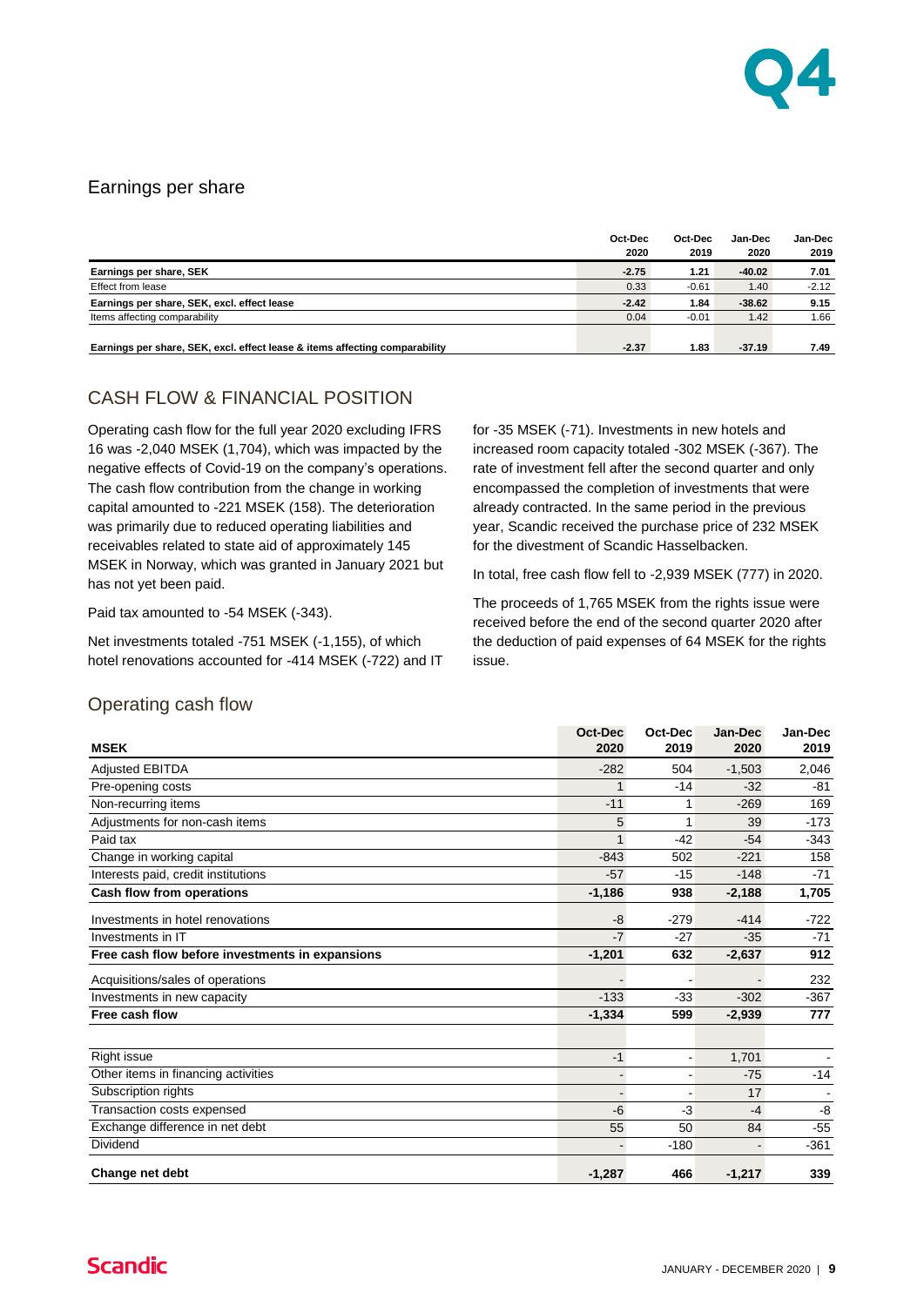## Earnings per share

| | Oct-Dec 2020 | Oct-Dec 2019 | Jan-Dec 2020 | Jan-Dec 2019 |
|---|---|---|---|---|
| **Earnings per share, SEK** | **-2.75** | **1.21** | **-40.02** | **7.01** |
| Effect from lease | 0.33 | -0.61 | 1.40 | -2.12 |
| **Earnings per share, SEK, excl. effect lease** | **-2.42** | **1.84** | **-38.62** | **9.15** |
| Items affecting comparability | 0.04 | -0.01 | 1.42 | 1.66 |
| **Earnings per share, SEK, excl. effect lease & items affecting comparability** | **-2.37** | **1.83** | **-37.19** | **7.49** |

## CASH FLOW & FINANCIAL POSITION

Operating cash flow for the full year 2020 excluding IFRS 16 was -2,040 MSEK (1,704), which was impacted by the negative effects of Covid-19 on the company's operations. The cash flow contribution from the change in working capital amounted to -221 MSEK (158). The deterioration was primarily due to reduced operating liabilities and receivables related to state aid of approximately 145 MSEK in Norway, which was granted in January 2021 but has not yet been paid.

Paid tax amounted to -54 MSEK (-343).

Net investments totaled -751 MSEK (-1,155), of which hotel renovations accounted for -414 MSEK (-722) and IT for -35 MSEK (-71). Investments in new hotels and increased room capacity totaled -302 MSEK (-367). The rate of investment fell after the second quarter and only encompassed the completion of investments that were already contracted. In the same period in the previous year, Scandic received the purchase price of 232 MSEK for the divestment of Scandic Hasselbacken.

In total, free cash flow fell to -2,939 MSEK (777) in 2020.

The proceeds of 1,765 MSEK from the rights issue were received before the end of the second quarter 2020 after the deduction of paid expenses of 64 MSEK for the rights issue.

## Operating cash flow

| MSEK | Oct-Dec 2020 | Oct-Dec 2019 | Jan-Dec 2020 | Jan-Dec 2019 |
|---|---|---|---|---|
| Adjusted EBITDA | -282 | 504 | -1,503 | 2,046 |
| Pre-opening costs | 1 | -14 | -32 | -81 |
| Non-recurring items | -11 | 1 | -269 | 169 |
| Adjustments for non-cash items | 5 | 1 | 39 | -173 |
| Paid tax | 1 | -42 | -54 | -343 |
| Change in working capital | -843 | 502 | -221 | 158 |
| Interests paid, credit institutions | -57 | -15 | -148 | -71 |
| **Cash flow from operations** | **-1,186** | **938** | **-2,188** | **1,705** |
| Investments in hotel renovations | -8 | -279 | -414 | -722 |
| Investments in IT | -7 | -27 | -35 | -71 |
| **Free cash flow before investments in expansions** | **-1,201** | **632** | **-2,637** | **912** |
| Acquisitions/sales of operations | - | - | - | 232 |
| Investments in new capacity | -133 | -33 | -302 | -367 |
| **Free cash flow** | **-1,334** | **599** | **-2,939** | **777** |
| | | | | |
| Right issue | -1 | - | 1,701 | - |
| Other items in financing activities | - | - | -75 | -14 |
| Subscription rights | - | - | 17 | - |
| Transaction costs expensed | -6 | -3 | -4 | -8 |
| Exchange difference in net debt | 55 | 50 | 84 | -55 |
| Dividend | - | -180 | - | -361 |
| **Change net debt** | **-1,287** | **466** | **-1,217** | **339** |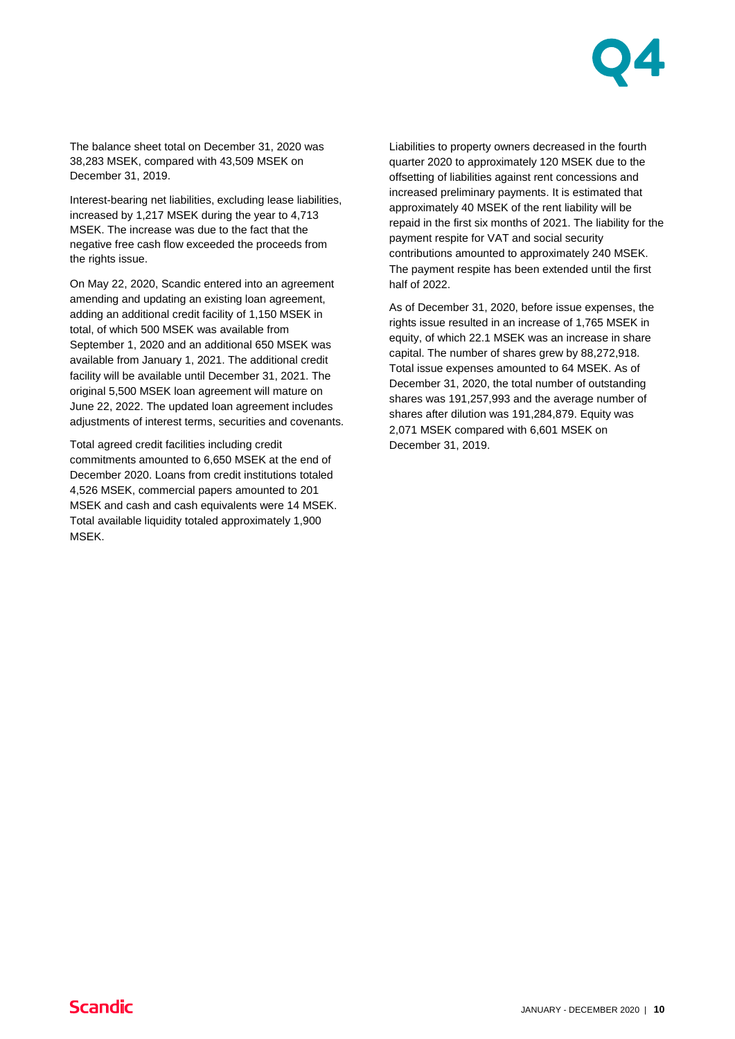The balance sheet total on December 31, 2020 was 38,283 MSEK, compared with 43,509 MSEK on December 31, 2019.

Interest-bearing net liabilities, excluding lease liabilities, increased by 1,217 MSEK during the year to 4,713 MSEK. The increase was due to the fact that the negative free cash flow exceeded the proceeds from the rights issue.

On May 22, 2020, Scandic entered into an agreement amending and updating an existing loan agreement, adding an additional credit facility of 1,150 MSEK in total, of which 500 MSEK was available from September 1, 2020 and an additional 650 MSEK was available from January 1, 2021. The additional credit facility will be available until December 31, 2021. The original 5,500 MSEK loan agreement will mature on June 22, 2022. The updated loan agreement includes adjustments of interest terms, securities and covenants.

Total agreed credit facilities including credit commitments amounted to 6,650 MSEK at the end of December 2020. Loans from credit institutions totaled 4,526 MSEK, commercial papers amounted to 201 MSEK and cash and cash equivalents were 14 MSEK. Total available liquidity totaled approximately 1,900 MSEK.

Liabilities to property owners decreased in the fourth quarter 2020 to approximately 120 MSEK due to the offsetting of liabilities against rent concessions and increased preliminary payments. It is estimated that approximately 40 MSEK of the rent liability will be repaid in the first six months of 2021. The liability for the payment respite for VAT and social security contributions amounted to approximately 240 MSEK. The payment respite has been extended until the first half of 2022.

As of December 31, 2020, before issue expenses, the rights issue resulted in an increase of 1,765 MSEK in equity, of which 22.1 MSEK was an increase in share capital. The number of shares grew by 88,272,918. Total issue expenses amounted to 64 MSEK. As of December 31, 2020, the total number of outstanding shares was 191,257,993 and the average number of shares after dilution was 191,284,879. Equity was 2,071 MSEK compared with 6,601 MSEK on December 31, 2019.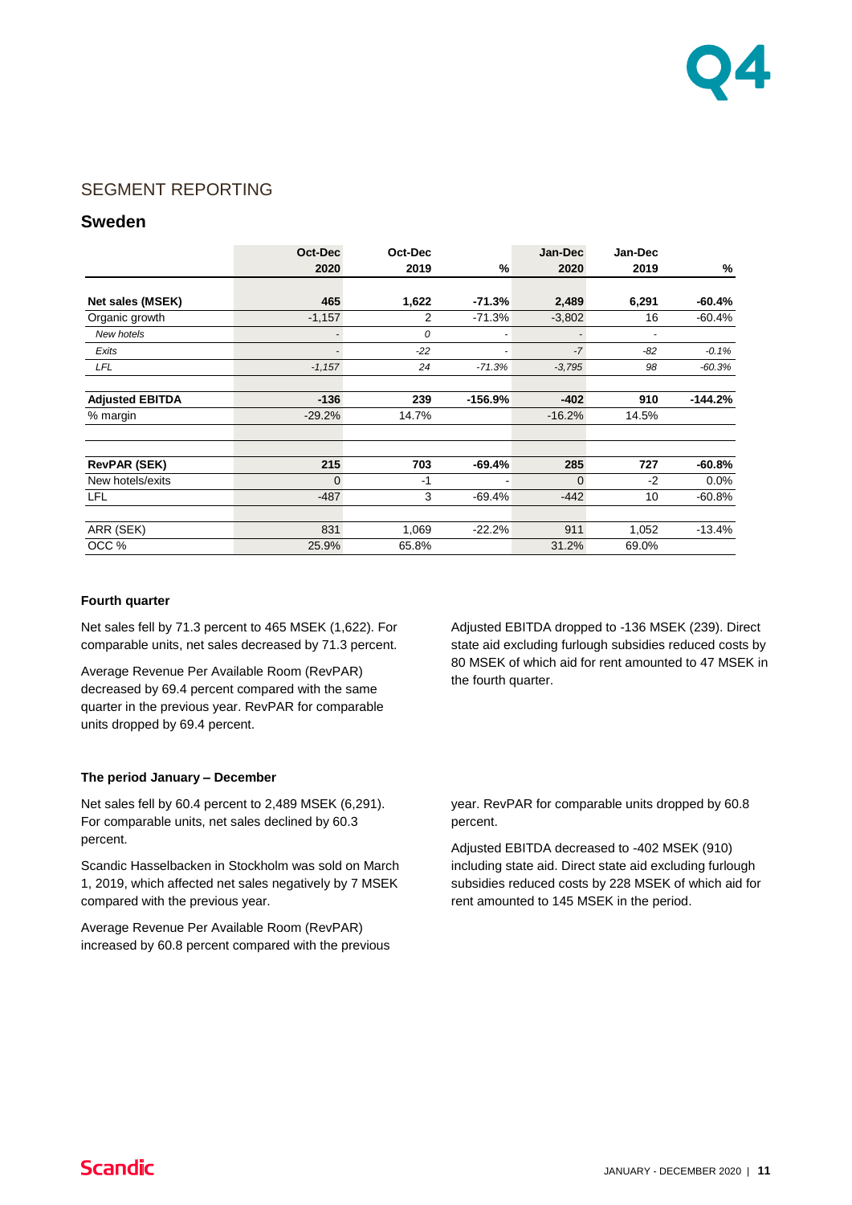## SEGMENT REPORTING

### Sweden

| | Oct-Dec 2020 | Oct-Dec 2019 | % | Jan-Dec 2020 | Jan-Dec 2019 | % |
|---|---|---|---|---|---|---|
| **Net sales (MSEK)** | **465** | **1,622** | **-71.3%** | **2,489** | **6,291** | **-60.4%** |
| Organic growth | -1,157 | 2 | -71.3% | -3,802 | 16 | -60.4% |
| *New hotels* | *-* | *0* | *-* | *-* | *-* | |
| *Exits* | *-* | *-22* | *-* | *-7* | *-82* | *-0.1%* |
| *LFL* | *-1,157* | *24* | *-71.3%* | *-3,795* | *98* | *-60.3%* |
| **Adjusted EBITDA** | **-136** | **239** | **-156.9%** | **-402** | **910** | **-144.2%** |
| % margin | -29.2% | 14.7% | | -16.2% | 14.5% | |
| **RevPAR (SEK)** | **215** | **703** | **-69.4%** | **285** | **727** | **-60.8%** |
| New hotels/exits | 0 | -1 | - | 0 | -2 | 0.0% |
| LFL | -487 | 3 | -69.4% | -442 | 10 | -60.8% |
| ARR (SEK) | 831 | 1,069 | -22.2% | 911 | 1,052 | -13.4% |
| OCC % | 25.9% | 65.8% | | 31.2% | 69.0% | |

**Fourth quarter**

Net sales fell by 71.3 percent to 465 MSEK (1,622). For comparable units, net sales decreased by 71.3 percent.

Average Revenue Per Available Room (RevPAR) decreased by 69.4 percent compared with the same quarter in the previous year. RevPAR for comparable units dropped by 69.4 percent.

Adjusted EBITDA dropped to -136 MSEK (239). Direct state aid excluding furlough subsidies reduced costs by 80 MSEK of which aid for rent amounted to 47 MSEK in the fourth quarter.

**The period January – December**

Net sales fell by 60.4 percent to 2,489 MSEK (6,291). For comparable units, net sales declined by 60.3 percent.

Scandic Hasselbacken in Stockholm was sold on March 1, 2019, which affected net sales negatively by 7 MSEK compared with the previous year.

Average Revenue Per Available Room (RevPAR) increased by 60.8 percent compared with the previous year. RevPAR for comparable units dropped by 60.8 percent.

Adjusted EBITDA decreased to -402 MSEK (910) including state aid. Direct state aid excluding furlough subsidies reduced costs by 228 MSEK of which aid for rent amounted to 145 MSEK in the period.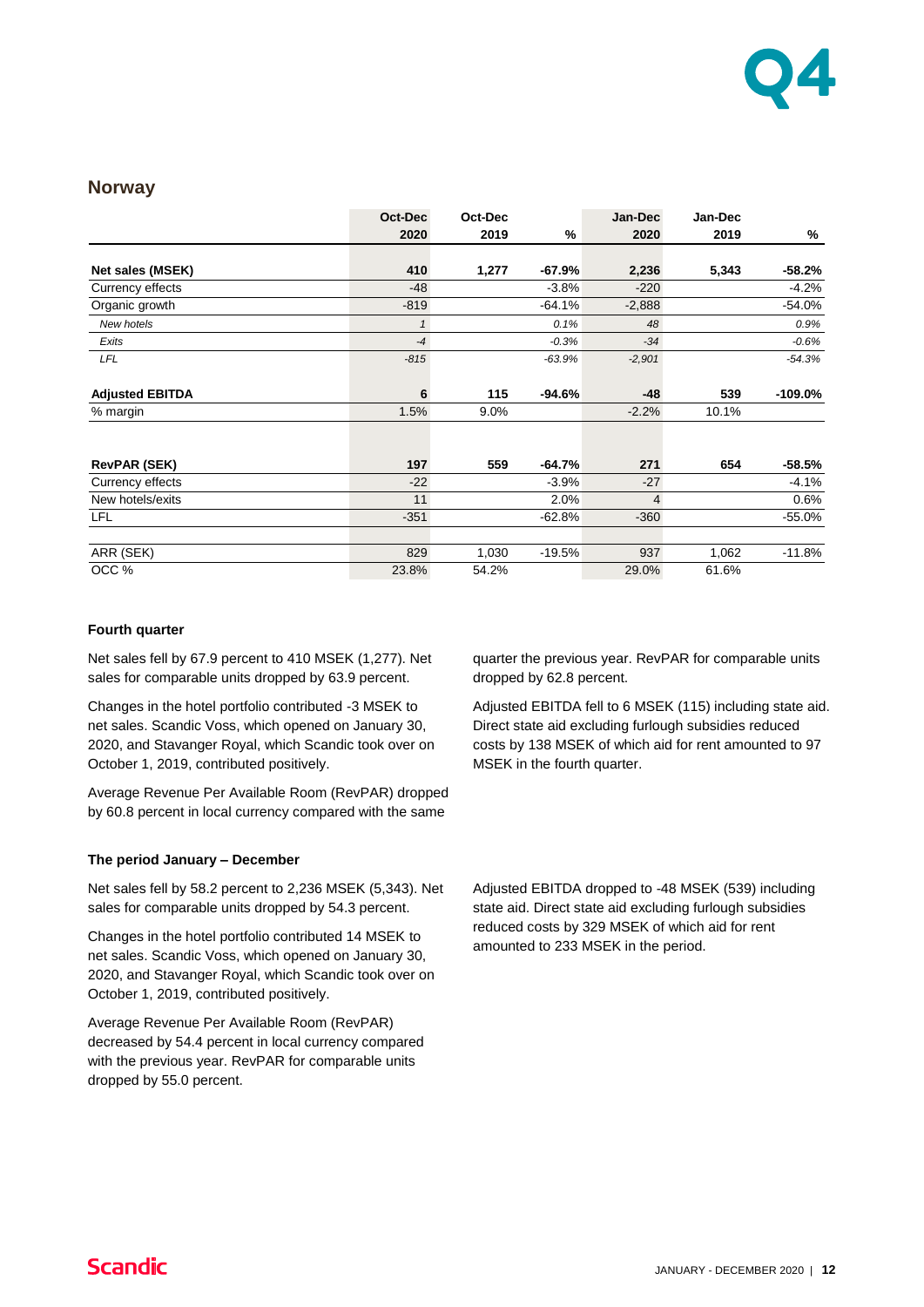## Norway

| | Oct-Dec 2020 | Oct-Dec 2019 | % | Jan-Dec 2020 | Jan-Dec 2019 | % |
|---|---|---|---|---|---|---|
| **Net sales (MSEK)** | **410** | **1,277** | **-67.9%** | **2,236** | **5,343** | **-58.2%** |
| Currency effects | -48 | | -3.8% | -220 | | -4.2% |
| Organic growth | -819 | | -64.1% | -2,888 | | -54.0% |
| *New hotels* | *1* | | *0.1%* | *48* | | *0.9%* |
| *Exits* | *-4* | | *-0.3%* | *-34* | | *-0.6%* |
| *LFL* | *-815* | | *-63.9%* | *-2,901* | | *-54.3%* |
| **Adjusted EBITDA** | **6** | **115** | **-94.6%** | **-48** | **539** | **-109.0%** |
| % margin | 1.5% | 9.0% | | -2.2% | 10.1% | |
| **RevPAR (SEK)** | **197** | **559** | **-64.7%** | **271** | **654** | **-58.5%** |
| Currency effects | -22 | | -3.9% | -27 | | -4.1% |
| New hotels/exits | 11 | | 2.0% | 4 | | 0.6% |
| LFL | -351 | | -62.8% | -360 | | -55.0% |
| ARR (SEK) | 829 | 1,030 | -19.5% | 937 | 1,062 | -11.8% |
| OCC % | 23.8% | 54.2% | | 29.0% | 61.6% | |

**Fourth quarter**

Net sales fell by 67.9 percent to 410 MSEK (1,277). Net sales for comparable units dropped by 63.9 percent.

Changes in the hotel portfolio contributed -3 MSEK to net sales. Scandic Voss, which opened on January 30, 2020, and Stavanger Royal, which Scandic took over on October 1, 2019, contributed positively.

Average Revenue Per Available Room (RevPAR) dropped by 60.8 percent in local currency compared with the same quarter the previous year. RevPAR for comparable units dropped by 62.8 percent.

Adjusted EBITDA fell to 6 MSEK (115) including state aid. Direct state aid excluding furlough subsidies reduced costs by 138 MSEK of which aid for rent amounted to 97 MSEK in the fourth quarter.

**The period January – December**

Net sales fell by 58.2 percent to 2,236 MSEK (5,343). Net sales for comparable units dropped by 54.3 percent.

Changes in the hotel portfolio contributed 14 MSEK to net sales. Scandic Voss, which opened on January 30, 2020, and Stavanger Royal, which Scandic took over on October 1, 2019, contributed positively.

Average Revenue Per Available Room (RevPAR) decreased by 54.4 percent in local currency compared with the previous year. RevPAR for comparable units dropped by 55.0 percent.

Adjusted EBITDA dropped to -48 MSEK (539) including state aid. Direct state aid excluding furlough subsidies reduced costs by 329 MSEK of which aid for rent amounted to 233 MSEK in the period.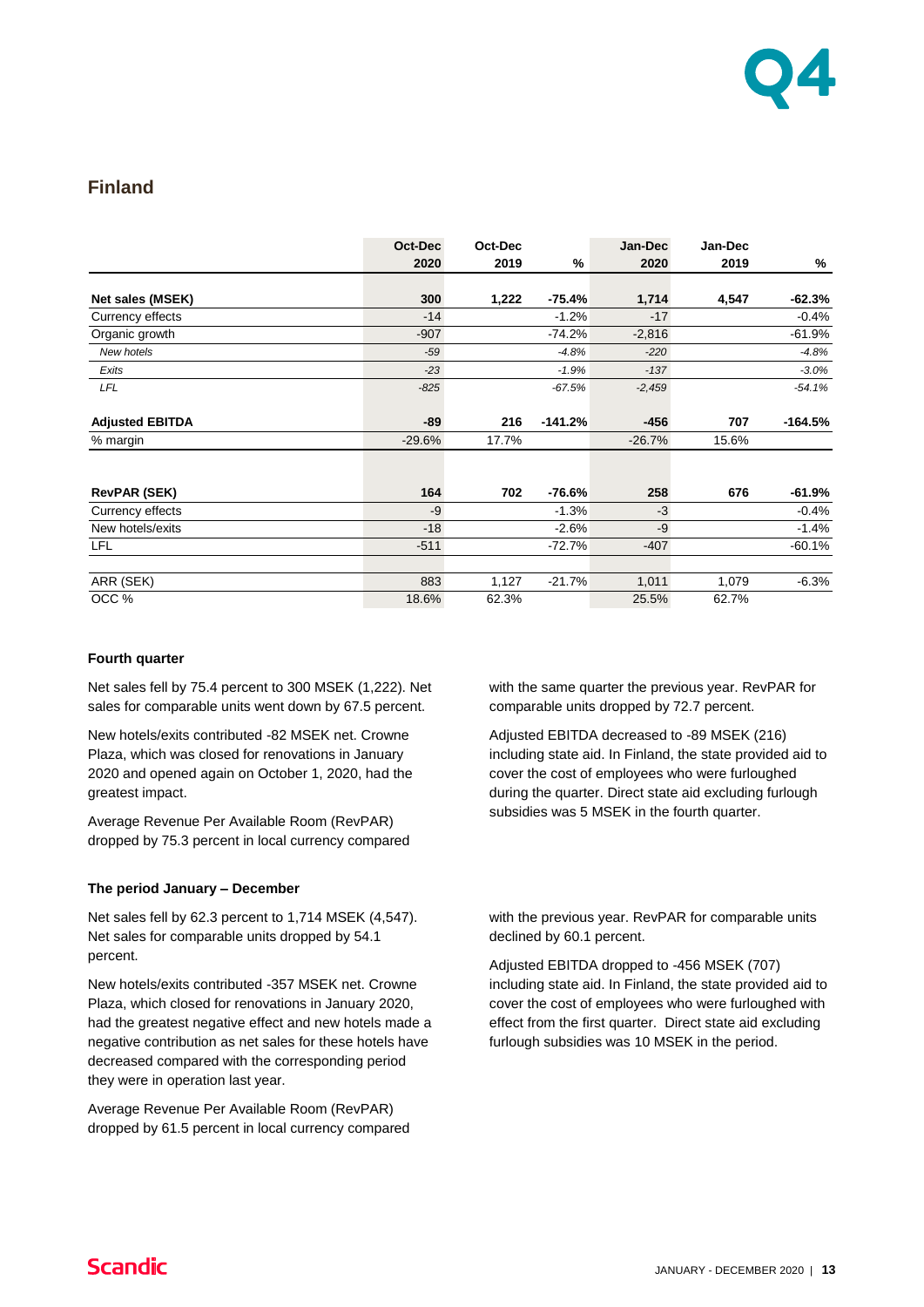## Finland

| | Oct-Dec 2020 | Oct-Dec 2019 | % | Jan-Dec 2020 | Jan-Dec 2019 | % |
|---|---|---|---|---|---|---|
| **Net sales (MSEK)** | **300** | **1,222** | **-75.4%** | **1,714** | **4,547** | **-62.3%** |
| Currency effects | -14 | | -1.2% | -17 | | -0.4% |
| Organic growth | -907 | | -74.2% | -2,816 | | -61.9% |
| *New hotels* | *-59* | | *-4.8%* | *-220* | | *-4.8%* |
| *Exits* | *-23* | | *-1.9%* | *-137* | | *-3.0%* |
| *LFL* | *-825* | | *-67.5%* | *-2,459* | | *-54.1%* |
| **Adjusted EBITDA** | **-89** | **216** | **-141.2%** | **-456** | **707** | **-164.5%** |
| % margin | -29.6% | 17.7% | | -26.7% | 15.6% | |
| | | | | | | |
| **RevPAR (SEK)** | **164** | **702** | **-76.6%** | **258** | **676** | **-61.9%** |
| Currency effects | -9 | | -1.3% | -3 | | -0.4% |
| New hotels/exits | -18 | | -2.6% | -9 | | -1.4% |
| LFL | -511 | | -72.7% | -407 | | -60.1% |
| | | | | | | |
| ARR (SEK) | 883 | 1,127 | -21.7% | 1,011 | 1,079 | -6.3% |
| OCC % | 18.6% | 62.3% | | 25.5% | 62.7% | |

**Fourth quarter**

Net sales fell by 75.4 percent to 300 MSEK (1,222). Net sales for comparable units went down by 67.5 percent.

New hotels/exits contributed -82 MSEK net. Crowne Plaza, which was closed for renovations in January 2020 and opened again on October 1, 2020, had the greatest impact.

Average Revenue Per Available Room (RevPAR) dropped by 75.3 percent in local currency compared with the same quarter the previous year. RevPAR for comparable units dropped by 72.7 percent.

Adjusted EBITDA decreased to -89 MSEK (216) including state aid. In Finland, the state provided aid to cover the cost of employees who were furloughed during the quarter. Direct state aid excluding furlough subsidies was 5 MSEK in the fourth quarter.

**The period January – December**

Net sales fell by 62.3 percent to 1,714 MSEK (4,547). Net sales for comparable units dropped by 54.1 percent.

New hotels/exits contributed -357 MSEK net. Crowne Plaza, which closed for renovations in January 2020, had the greatest negative effect and new hotels made a negative contribution as net sales for these hotels have decreased compared with the corresponding period they were in operation last year.

Average Revenue Per Available Room (RevPAR) dropped by 61.5 percent in local currency compared with the previous year. RevPAR for comparable units declined by 60.1 percent.

Adjusted EBITDA dropped to -456 MSEK (707) including state aid. In Finland, the state provided aid to cover the cost of employees who were furloughed with effect from the first quarter. Direct state aid excluding furlough subsidies was 10 MSEK in the period.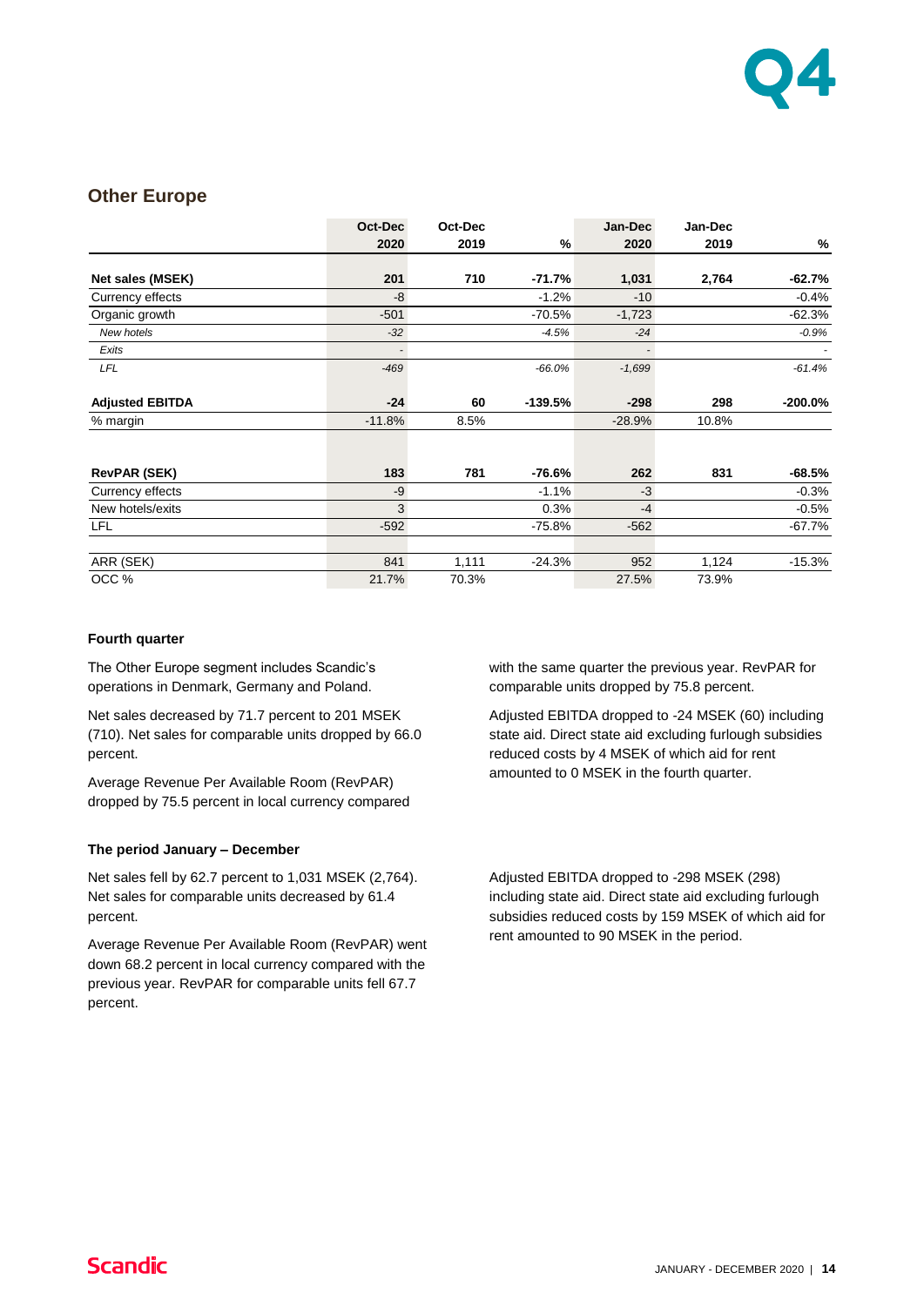## Other Europe

| | Oct-Dec 2020 | Oct-Dec 2019 | % | Jan-Dec 2020 | Jan-Dec 2019 | % |
|---|---|---|---|---|---|---|
| **Net sales (MSEK)** | **201** | **710** | **-71.7%** | **1,031** | **2,764** | **-62.7%** |
| Currency effects | -8 | | -1.2% | -10 | | -0.4% |
| Organic growth | -501 | | -70.5% | -1,723 | | -62.3% |
| *New hotels* | *-32* | | *-4.5%* | *-24* | | *-0.9%* |
| *Exits* | *-* | | | *-* | | *-* |
| *LFL* | *-469* | | *-66.0%* | *-1,699* | | *-61.4%* |
| | | | | | | |
| **Adjusted EBITDA** | **-24** | **60** | **-139.5%** | **-298** | **298** | **-200.0%** |
| % margin | -11.8% | 8.5% | | -28.9% | 10.8% | |
| | | | | | | |
| **RevPAR (SEK)** | **183** | **781** | **-76.6%** | **262** | **831** | **-68.5%** |
| Currency effects | -9 | | -1.1% | -3 | | -0.3% |
| New hotels/exits | 3 | | 0.3% | -4 | | -0.5% |
| LFL | -592 | | -75.8% | -562 | | -67.7% |
| | | | | | | |
| ARR (SEK) | 841 | 1,111 | -24.3% | 952 | 1,124 | -15.3% |
| OCC % | 21.7% | 70.3% | | 27.5% | 73.9% | |

### Fourth quarter

The Other Europe segment includes Scandic's operations in Denmark, Germany and Poland.

Net sales decreased by 71.7 percent to 201 MSEK (710). Net sales for comparable units dropped by 66.0 percent.

Average Revenue Per Available Room (RevPAR) dropped by 75.5 percent in local currency compared with the same quarter the previous year. RevPAR for comparable units dropped by 75.8 percent.

Adjusted EBITDA dropped to -24 MSEK (60) including state aid. Direct state aid excluding furlough subsidies reduced costs by 4 MSEK of which aid for rent amounted to 0 MSEK in the fourth quarter.

### The period January – December

Net sales fell by 62.7 percent to 1,031 MSEK (2,764). Net sales for comparable units decreased by 61.4 percent.

Average Revenue Per Available Room (RevPAR) went down 68.2 percent in local currency compared with the previous year. RevPAR for comparable units fell 67.7 percent.

Adjusted EBITDA dropped to -298 MSEK (298) including state aid. Direct state aid excluding furlough subsidies reduced costs by 159 MSEK of which aid for rent amounted to 90 MSEK in the period.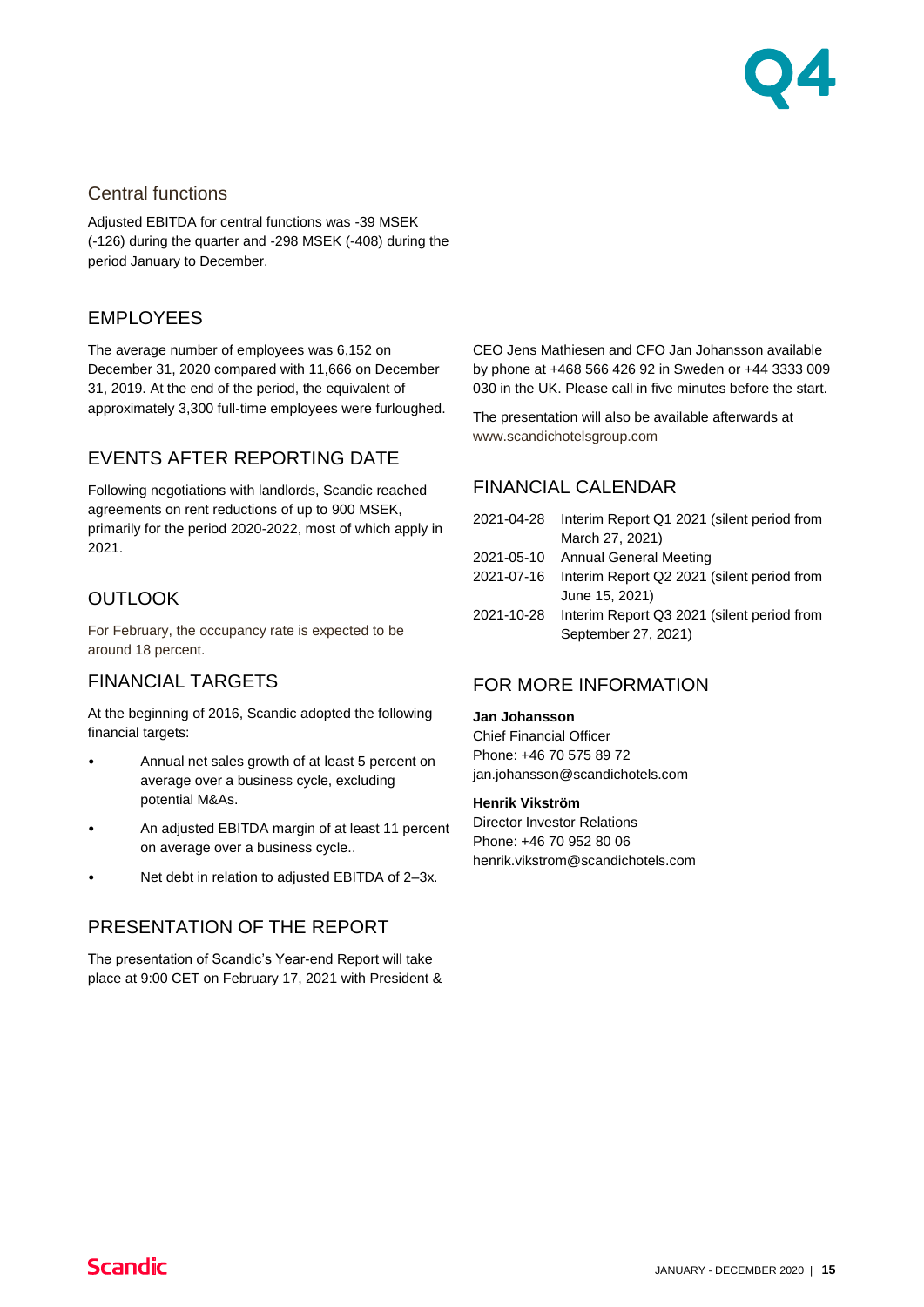### Central functions

Adjusted EBITDA for central functions was -39 MSEK (-126) during the quarter and -298 MSEK (-408) during the period January to December.

## EMPLOYEES

The average number of employees was 6,152 on December 31, 2020 compared with 11,666 on December 31, 2019. At the end of the period, the equivalent of approximately 3,300 full-time employees were furloughed.

## EVENTS AFTER REPORTING DATE

Following negotiations with landlords, Scandic reached agreements on rent reductions of up to 900 MSEK, primarily for the period 2020-2022, most of which apply in 2021.

## OUTLOOK

For February, the occupancy rate is expected to be around 18 percent.

## FINANCIAL TARGETS

At the beginning of 2016, Scandic adopted the following financial targets:

- Annual net sales growth of at least 5 percent on average over a business cycle, excluding potential M&As.
- An adjusted EBITDA margin of at least 11 percent on average over a business cycle..
- Net debt in relation to adjusted EBITDA of 2–3x.

## PRESENTATION OF THE REPORT

The presentation of Scandic's Year-end Report will take place at 9:00 CET on February 17, 2021 with President & CEO Jens Mathiesen and CFO Jan Johansson available by phone at +468 566 426 92 in Sweden or +44 3333 009 030 in the UK. Please call in five minutes before the start.

The presentation will also be available afterwards at www.scandichotelsgroup.com

## FINANCIAL CALENDAR

| | |
|---|---|
| 2021-04-28 | Interim Report Q1 2021 (silent period from March 27, 2021) |
| 2021-05-10 | Annual General Meeting |
| 2021-07-16 | Interim Report Q2 2021 (silent period from June 15, 2021) |
| 2021-10-28 | Interim Report Q3 2021 (silent period from September 27, 2021) |

## FOR MORE INFORMATION

**Jan Johansson**
Chief Financial Officer
Phone: +46 70 575 89 72
jan.johansson@scandichotels.com

**Henrik Vikström**
Director Investor Relations
Phone: +46 70 952 80 06
henrik.vikstrom@scandichotels.com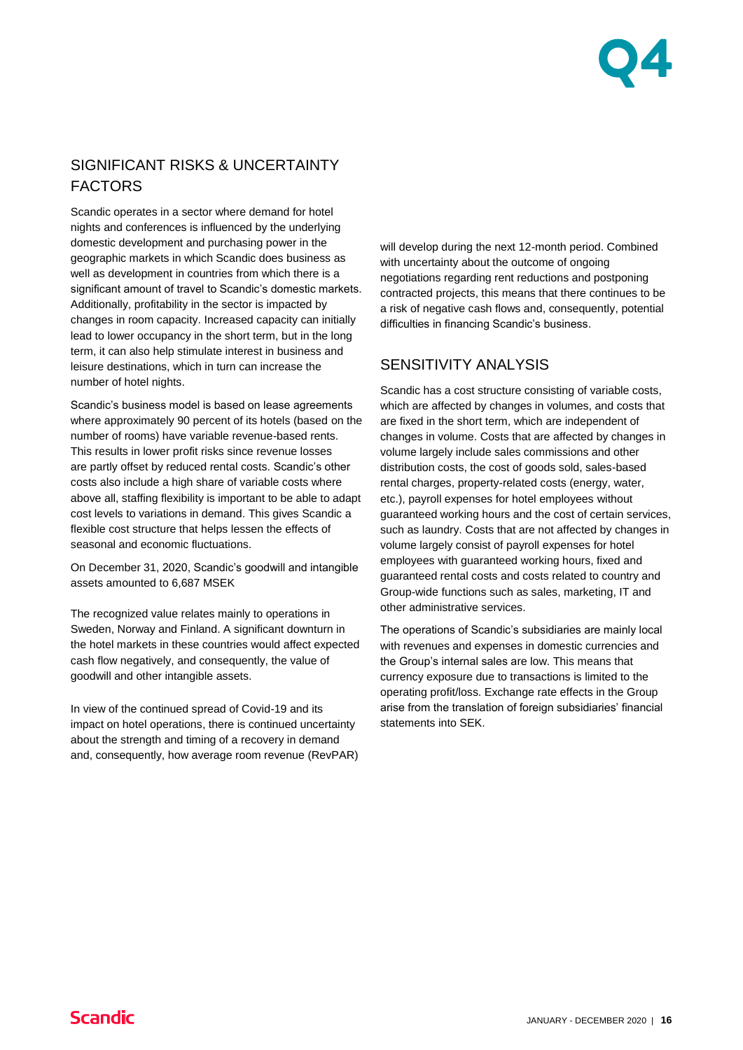## SIGNIFICANT RISKS & UNCERTAINTY FACTORS

Scandic operates in a sector where demand for hotel nights and conferences is influenced by the underlying domestic development and purchasing power in the geographic markets in which Scandic does business as well as development in countries from which there is a significant amount of travel to Scandic's domestic markets. Additionally, profitability in the sector is impacted by changes in room capacity. Increased capacity can initially lead to lower occupancy in the short term, but in the long term, it can also help stimulate interest in business and leisure destinations, which in turn can increase the number of hotel nights.

Scandic's business model is based on lease agreements where approximately 90 percent of its hotels (based on the number of rooms) have variable revenue-based rents. This results in lower profit risks since revenue losses are partly offset by reduced rental costs. Scandic's other costs also include a high share of variable costs where above all, staffing flexibility is important to be able to adapt cost levels to variations in demand. This gives Scandic a flexible cost structure that helps lessen the effects of seasonal and economic fluctuations.

On December 31, 2020, Scandic's goodwill and intangible assets amounted to 6,687 MSEK

The recognized value relates mainly to operations in Sweden, Norway and Finland. A significant downturn in the hotel markets in these countries would affect expected cash flow negatively, and consequently, the value of goodwill and other intangible assets.

In view of the continued spread of Covid-19 and its impact on hotel operations, there is continued uncertainty about the strength and timing of a recovery in demand and, consequently, how average room revenue (RevPAR) will develop during the next 12-month period. Combined with uncertainty about the outcome of ongoing negotiations regarding rent reductions and postponing contracted projects, this means that there continues to be a risk of negative cash flows and, consequently, potential difficulties in financing Scandic's business.

## SENSITIVITY ANALYSIS

Scandic has a cost structure consisting of variable costs, which are affected by changes in volumes, and costs that are fixed in the short term, which are independent of changes in volume. Costs that are affected by changes in volume largely include sales commissions and other distribution costs, the cost of goods sold, sales-based rental charges, property-related costs (energy, water, etc.), payroll expenses for hotel employees without guaranteed working hours and the cost of certain services, such as laundry. Costs that are not affected by changes in volume largely consist of payroll expenses for hotel employees with guaranteed working hours, fixed and guaranteed rental costs and costs related to country and Group-wide functions such as sales, marketing, IT and other administrative services.

The operations of Scandic's subsidiaries are mainly local with revenues and expenses in domestic currencies and the Group's internal sales are low. This means that currency exposure due to transactions is limited to the operating profit/loss. Exchange rate effects in the Group arise from the translation of foreign subsidiaries' financial statements into SEK.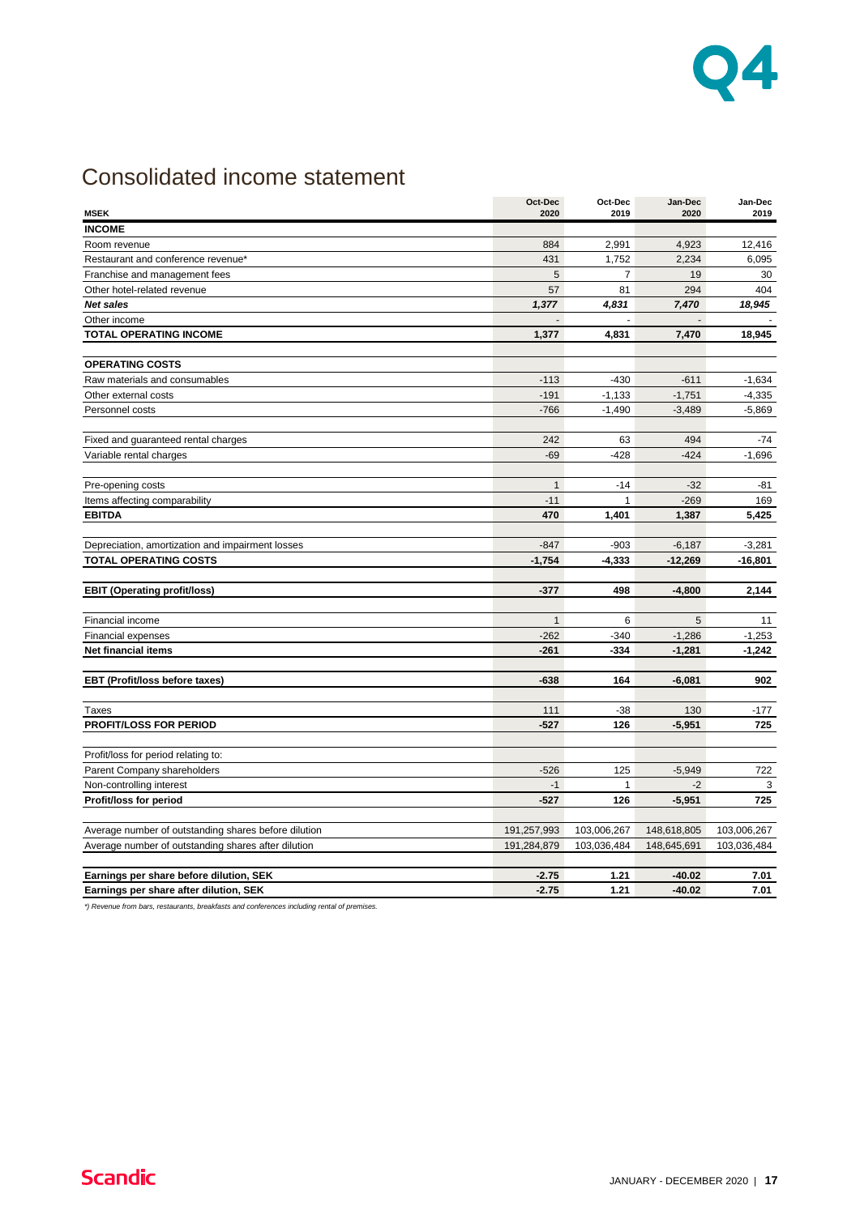# Consolidated income statement

| MSEK | Oct-Dec 2020 | Oct-Dec 2019 | Jan-Dec 2020 | Jan-Dec 2019 |
|---|---|---|---|---|
| **INCOME** | | | | |
| Room revenue | 884 | 2,991 | 4,923 | 12,416 |
| Restaurant and conference revenue* | 431 | 1,752 | 2,234 | 6,095 |
| Franchise and management fees | 5 | 7 | 19 | 30 |
| Other hotel-related revenue | 57 | 81 | 294 | 404 |
| ***Net sales*** | ***1,377*** | ***4,831*** | ***7,470*** | ***18,945*** |
| Other income | - | - | - | - |
| **TOTAL OPERATING INCOME** | **1,377** | **4,831** | **7,470** | **18,945** |
| | | | | |
| **OPERATING COSTS** | | | | |
| Raw materials and consumables | -113 | -430 | -611 | -1,634 |
| Other external costs | -191 | -1,133 | -1,751 | -4,335 |
| Personnel costs | -766 | -1,490 | -3,489 | -5,869 |
| | | | | |
| Fixed and guaranteed rental charges | 242 | 63 | 494 | -74 |
| Variable rental charges | -69 | -428 | -424 | -1,696 |
| | | | | |
| Pre-opening costs | 1 | -14 | -32 | -81 |
| Items affecting comparability | -11 | 1 | -269 | 169 |
| **EBITDA** | **470** | **1,401** | **1,387** | **5,425** |
| | | | | |
| Depreciation, amortization and impairment losses | -847 | -903 | -6,187 | -3,281 |
| **TOTAL OPERATING COSTS** | **-1,754** | **-4,333** | **-12,269** | **-16,801** |
| | | | | |
| **EBIT (Operating profit/loss)** | **-377** | **498** | **-4,800** | **2,144** |
| | | | | |
| Financial income | 1 | 6 | 5 | 11 |
| Financial expenses | -262 | -340 | -1,286 | -1,253 |
| **Net financial items** | **-261** | **-334** | **-1,281** | **-1,242** |
| | | | | |
| **EBT (Profit/loss before taxes)** | **-638** | **164** | **-6,081** | **902** |
| | | | | |
| Taxes | 111 | -38 | 130 | -177 |
| **PROFIT/LOSS FOR PERIOD** | **-527** | **126** | **-5,951** | **725** |
| | | | | |
| Profit/loss for period relating to: | | | | |
| Parent Company shareholders | -526 | 125 | -5,949 | 722 |
| Non-controlling interest | -1 | 1 | -2 | 3 |
| **Profit/loss for period** | **-527** | **126** | **-5,951** | **725** |
| | | | | |
| Average number of outstanding shares before dilution | 191,257,993 | 103,006,267 | 148,618,805 | 103,006,267 |
| Average number of outstanding shares after dilution | 191,284,879 | 103,036,484 | 148,645,691 | 103,036,484 |
| | | | | |
| **Earnings per share before dilution, SEK** | **-2.75** | **1.21** | **-40.02** | **7.01** |
| **Earnings per share after dilution, SEK** | **-2.75** | **1.21** | **-40.02** | **7.01** |

*\*) Revenue from bars, restaurants, breakfasts and conferences including rental of premises.*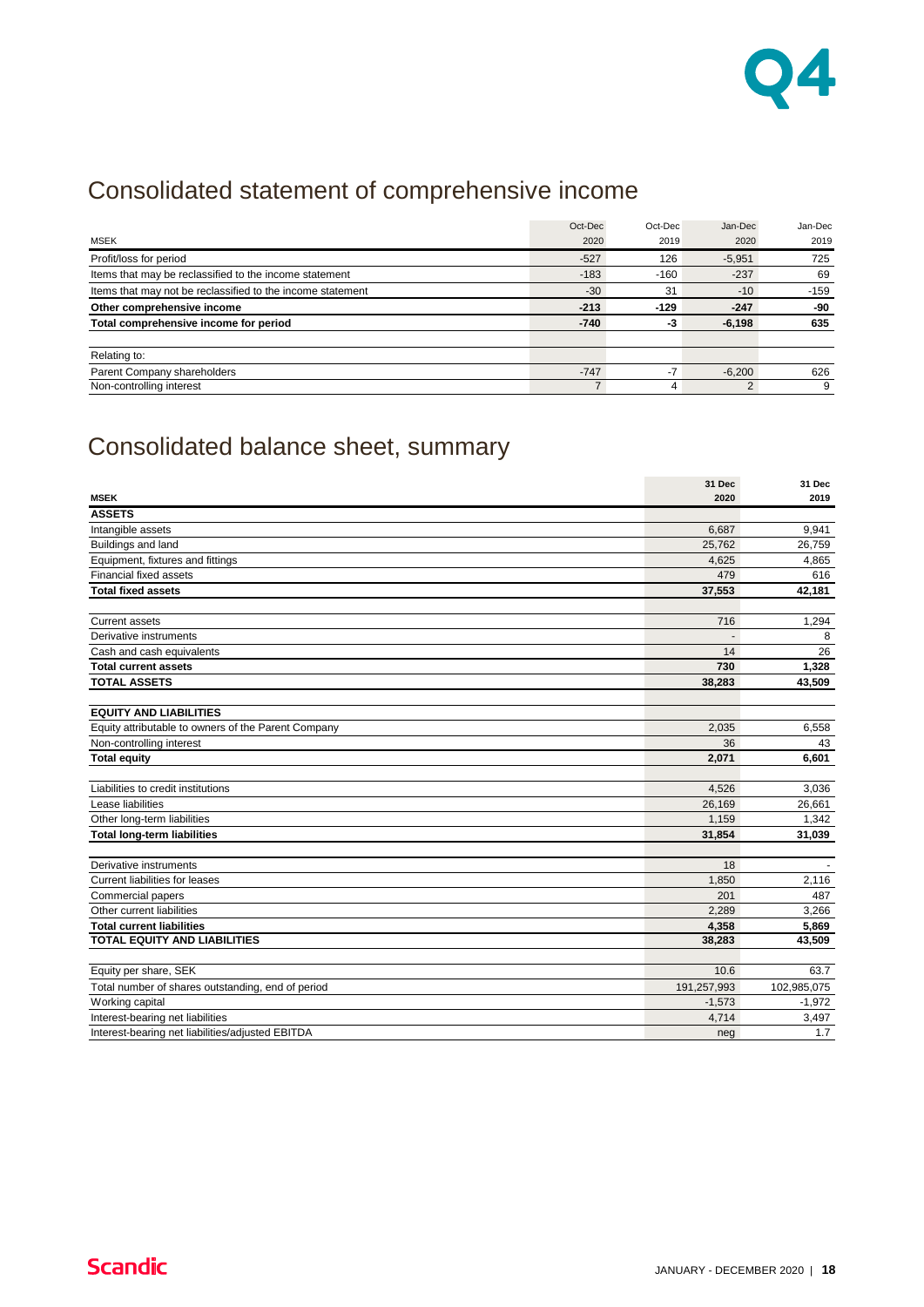# Consolidated statement of comprehensive income

| MSEK | Oct-Dec 2020 | Oct-Dec 2019 | Jan-Dec 2020 | Jan-Dec 2019 |
|---|---|---|---|---|
| Profit/loss for period | -527 | 126 | -5,951 | 725 |
| Items that may be reclassified to the income statement | -183 | -160 | -237 | 69 |
| Items that may not be reclassified to the income statement | -30 | 31 | -10 | -159 |
| **Other comprehensive income** | **-213** | **-129** | **-247** | **-90** |
| **Total comprehensive income for period** | **-740** | **-3** | **-6,198** | **635** |
| | | | | |
| Relating to: | | | | |
| Parent Company shareholders | -747 | -7 | -6,200 | 626 |
| Non-controlling interest | 7 | 4 | 2 | 9 |

# Consolidated balance sheet, summary

| MSEK | 31 Dec 2020 | 31 Dec 2019 |
|---|---|---|
| **ASSETS** | | |
| Intangible assets | 6,687 | 9,941 |
| Buildings and land | 25,762 | 26,759 |
| Equipment, fixtures and fittings | 4,625 | 4,865 |
| Financial fixed assets | 479 | 616 |
| **Total fixed assets** | **37,553** | **42,181** |
| | | |
| Current assets | 716 | 1,294 |
| Derivative instruments | - | 8 |
| Cash and cash equivalents | 14 | 26 |
| **Total current assets** | **730** | **1,328** |
| **TOTAL ASSETS** | **38,283** | **43,509** |
| | | |
| **EQUITY AND LIABILITIES** | | |
| Equity attributable to owners of the Parent Company | 2,035 | 6,558 |
| Non-controlling interest | 36 | 43 |
| **Total equity** | **2,071** | **6,601** |
| | | |
| Liabilities to credit institutions | 4,526 | 3,036 |
| Lease liabilities | 26,169 | 26,661 |
| Other long-term liabilities | 1,159 | 1,342 |
| **Total long-term liabilities** | **31,854** | **31,039** |
| | | |
| Derivative instruments | 18 | - |
| Current liabilities for leases | 1,850 | 2,116 |
| Commercial papers | 201 | 487 |
| Other current liabilities | 2,289 | 3,266 |
| **Total current liabilities** | **4,358** | **5,869** |
| **TOTAL EQUITY AND LIABILITIES** | **38,283** | **43,509** |
| | | |
| Equity per share, SEK | 10.6 | 63.7 |
| Total number of shares outstanding, end of period | 191,257,993 | 102,985,075 |
| Working capital | -1,573 | -1,972 |
| Interest-bearing net liabilities | 4,714 | 3,497 |
| Interest-bearing net liabilities/adjusted EBITDA | neg | 1.7 |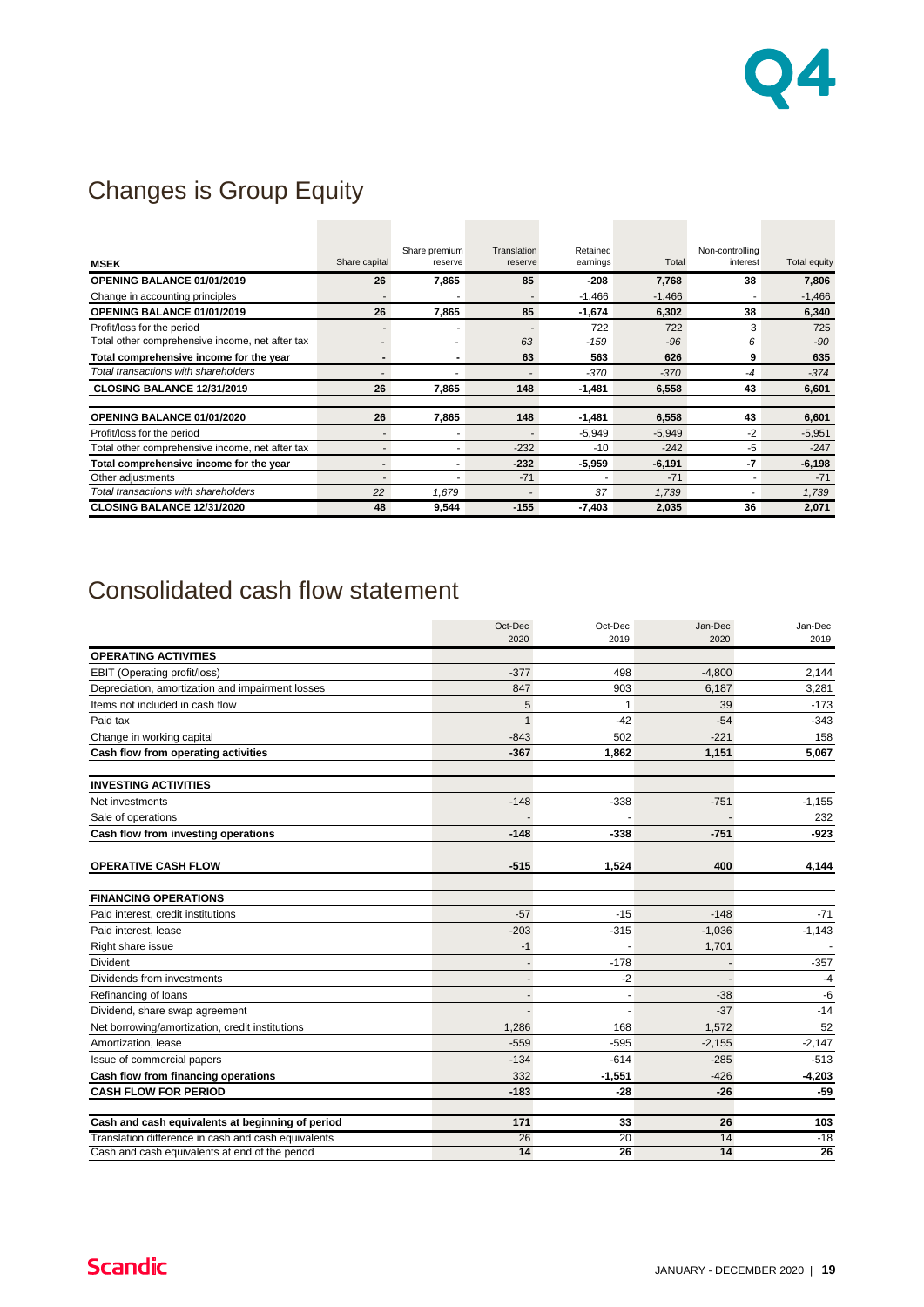# Changes is Group Equity

| MSEK | Share capital | Share premium reserve | Translation reserve | Retained earnings | Total | Non-controlling interest | Total equity |
|---|---|---|---|---|---|---|---|
| **OPENING BALANCE 01/01/2019** | **26** | **7,865** | **85** | **-208** | **7,768** | **38** | **7,806** |
| Change in accounting principles | - | - | - | -1,466 | -1,466 | - | -1,466 |
| **OPENING BALANCE 01/01/2019** | **26** | **7,865** | **85** | **-1,674** | **6,302** | **38** | **6,340** |
| Profit/loss for the period | - | - | - | 722 | 722 | 3 | 725 |
| Total other comprehensive income, net after tax | - | - | *63* | *-159* | *-96* | *6* | *-90* |
| **Total comprehensive income for the year** | **-** | **-** | **63** | **563** | **626** | **9** | **635** |
| *Total transactions with shareholders* | - | - | - | *-370* | *-370* | *-4* | *-374* |
| **CLOSING BALANCE 12/31/2019** | **26** | **7,865** | **148** | **-1,481** | **6,558** | **43** | **6,601** |
| | | | | | | | |
| **OPENING BALANCE 01/01/2020** | **26** | **7,865** | **148** | **-1,481** | **6,558** | **43** | **6,601** |
| Profit/loss for the period | - | - | - | -5,949 | -5,949 | -2 | -5,951 |
| Total other comprehensive income, net after tax | - | - | -232 | -10 | -242 | -5 | -247 |
| **Total comprehensive income for the year** | **-** | **-** | **-232** | **-5,959** | **-6,191** | **-7** | **-6,198** |
| Other adjustments | - | - | -71 | - | -71 | - | -71 |
| *Total transactions with shareholders* | *22* | *1,679* | - | *37* | *1,739* | - | *1,739* |
| **CLOSING BALANCE 12/31/2020** | **48** | **9,544** | **-155** | **-7,403** | **2,035** | **36** | **2,071** |

# Consolidated cash flow statement

| | Oct-Dec 2020 | Oct-Dec 2019 | Jan-Dec 2020 | Jan-Dec 2019 |
|---|---|---|---|---|
| **OPERATING ACTIVITIES** | | | | |
| EBIT (Operating profit/loss) | -377 | 498 | -4,800 | 2,144 |
| Depreciation, amortization and impairment losses | 847 | 903 | 6,187 | 3,281 |
| Items not included in cash flow | 5 | 1 | 39 | -173 |
| Paid tax | 1 | -42 | -54 | -343 |
| Change in working capital | -843 | 502 | -221 | 158 |
| **Cash flow from operating activities** | **-367** | **1,862** | **1,151** | **5,067** |
| | | | | |
| **INVESTING ACTIVITIES** | | | | |
| Net investments | -148 | -338 | -751 | -1,155 |
| Sale of operations | - | - | - | 232 |
| **Cash flow from investing operations** | **-148** | **-338** | **-751** | **-923** |
| | | | | |
| **OPERATIVE CASH FLOW** | **-515** | **1,524** | **400** | **4,144** |
| | | | | |
| **FINANCING OPERATIONS** | | | | |
| Paid interest, credit institutions | -57 | -15 | -148 | -71 |
| Paid interest, lease | -203 | -315 | -1,036 | -1,143 |
| Right share issue | -1 | - | 1,701 | - |
| Divident | - | -178 | - | -357 |
| Dividends from investments | - | -2 | - | -4 |
| Refinancing of loans | - | - | -38 | -6 |
| Dividend, share swap agreement | - | - | -37 | -14 |
| Net borrowing/amortization, credit institutions | 1,286 | 168 | 1,572 | 52 |
| Amortization, lease | -559 | -595 | -2,155 | -2,147 |
| Issue of commercial papers | -134 | -614 | -285 | -513 |
| **Cash flow from financing operations** | **332** | **-1,551** | **-426** | **-4,203** |
| **CASH FLOW FOR PERIOD** | **-183** | **-28** | **-26** | **-59** |
| | | | | |
| **Cash and cash equivalents at beginning of period** | **171** | **33** | **26** | **103** |
| Translation difference in cash and cash equivalents | 26 | 20 | 14 | -18 |
| Cash and cash equivalents at end of the period | **14** | **26** | **14** | **26** |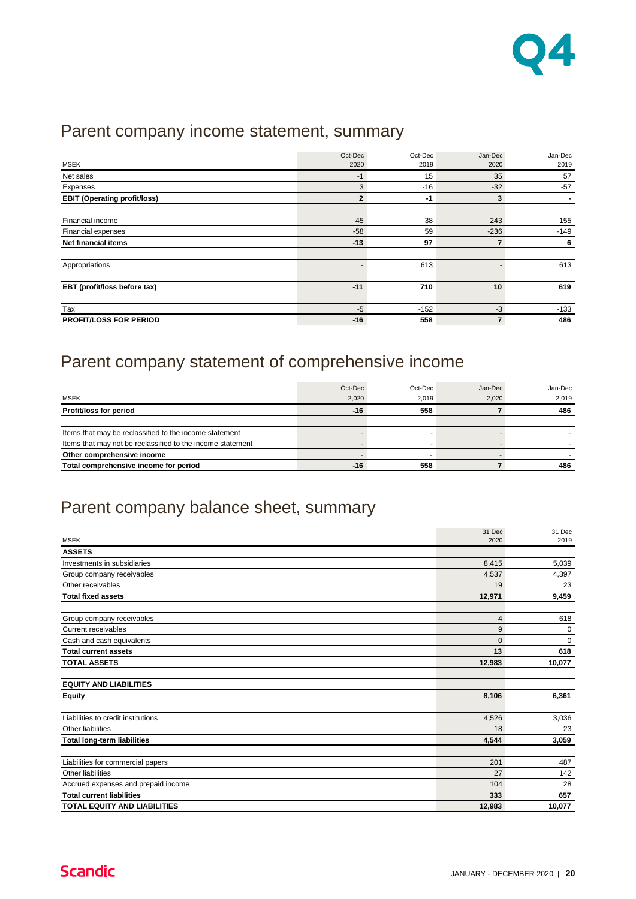## Parent company income statement, summary

| MSEK | Oct-Dec 2020 | Oct-Dec 2019 | Jan-Dec 2020 | Jan-Dec 2019 |
|---|---|---|---|---|
| Net sales | -1 | 15 | 35 | 57 |
| Expenses | 3 | -16 | -32 | -57 |
| **EBIT (Operating profit/loss)** | **2** | **-1** | **3** | **-** |
| | | | | |
| Financial income | 45 | 38 | 243 | 155 |
| Financial expenses | -58 | 59 | -236 | -149 |
| **Net financial items** | **-13** | **97** | **7** | **6** |
| | | | | |
| Appropriations | - | 613 | - | 613 |
| | | | | |
| **EBT (profit/loss before tax)** | **-11** | **710** | **10** | **619** |
| | | | | |
| Tax | -5 | -152 | -3 | -133 |
| **PROFIT/LOSS FOR PERIOD** | **-16** | **558** | **7** | **486** |

## Parent company statement of comprehensive income

| MSEK | Oct-Dec 2,020 | Oct-Dec 2,019 | Jan-Dec 2,020 | Jan-Dec 2,019 |
|---|---|---|---|---|
| **Profit/loss for period** | **-16** | **558** | **7** | **486** |
| | | | | |
| Items that may be reclassified to the income statement | - | - | - | - |
| Items that may not be reclassified to the income statement | - | - | - | - |
| **Other comprehensive income** | **-** | **-** | **-** | **-** |
| **Total comprehensive income for period** | **-16** | **558** | **7** | **486** |

## Parent company balance sheet, summary

| MSEK | 31 Dec 2020 | 31 Dec 2019 |
|---|---|---|
| **ASSETS** | | |
| Investments in subsidiaries | 8,415 | 5,039 |
| Group company receivables | 4,537 | 4,397 |
| Other receivables | 19 | 23 |
| **Total fixed assets** | **12,971** | **9,459** |
| | | |
| Group company receivables | 4 | 618 |
| Current receivables | 9 | 0 |
| Cash and cash equivalents | 0 | 0 |
| **Total current assets** | **13** | **618** |
| **TOTAL ASSETS** | **12,983** | **10,077** |
| | | |
| **EQUITY AND LIABILITIES** | | |
| **Equity** | **8,106** | **6,361** |
| | | |
| Liabilities to credit institutions | 4,526 | 3,036 |
| Other liabilities | 18 | 23 |
| **Total long-term liabilities** | **4,544** | **3,059** |
| | | |
| Liabilities for commercial papers | 201 | 487 |
| Other liabilities | 27 | 142 |
| Accrued expenses and prepaid income | 104 | 28 |
| **Total current liabilities** | **333** | **657** |
| **TOTAL EQUITY AND LIABILITIES** | **12,983** | **10,077** |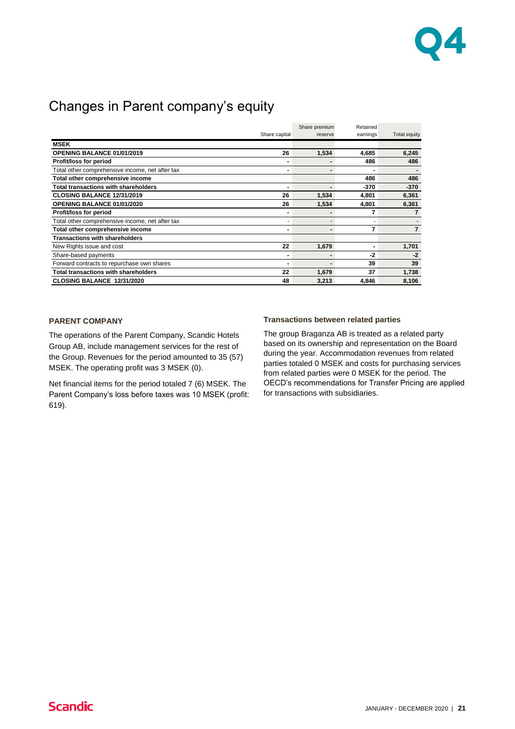# Changes in Parent company's equity

| MSEK | Share capital | Share premium reserve | Retained earnings | Total equity |
|---|---|---|---|---|
| **OPENING BALANCE 01/01/2019** | **26** | **1,534** | **4,685** | **6,245** |
| **Profit/loss for period** | **-** | **-** | **486** | **486** |
| Total other comprehensive income, net after tax | - | - | - | - |
| **Total other comprehensive income** | | | **486** | **486** |
| **Total transactions with shareholders** | **-** | **-** | **-370** | **-370** |
| **CLOSING BALANCE 12/31/2019** | **26** | **1,534** | **4,801** | **6,361** |
| **OPENING BALANCE 01/01/2020** | **26** | **1,534** | **4,801** | **6,361** |
| **Profit/loss for period** | **-** | **-** | **7** | **7** |
| Total other comprehensive income, net after tax | - | - | - | - |
| **Total other comprehensive income** | **-** | **-** | **7** | **7** |
| **Transactions with shareholders** | | | | |
| New Rights issue and cost | **22** | **1,679** | **-** | **1,701** |
| Share-based payments | **-** | **-** | **-2** | **-2** |
| Forward contracts to repurchase own shares | **-** | **-** | **39** | **39** |
| **Total transactions with shareholders** | **22** | **1,679** | **37** | **1,738** |
| **CLOSING BALANCE 12/31/2020** | **48** | **3,213** | **4,846** | **8,106** |

### PARENT COMPANY

The operations of the Parent Company, Scandic Hotels Group AB, include management services for the rest of the Group. Revenues for the period amounted to 35 (57) MSEK. The operating profit was 3 MSEK (0).

Net financial items for the period totaled 7 (6) MSEK. The Parent Company's loss before taxes was 10 MSEK (profit: 619).

### Transactions between related parties

The group Braganza AB is treated as a related party based on its ownership and representation on the Board during the year. Accommodation revenues from related parties totaled 0 MSEK and costs for purchasing services from related parties were 0 MSEK for the period. The OECD's recommendations for Transfer Pricing are applied for transactions with subsidiaries.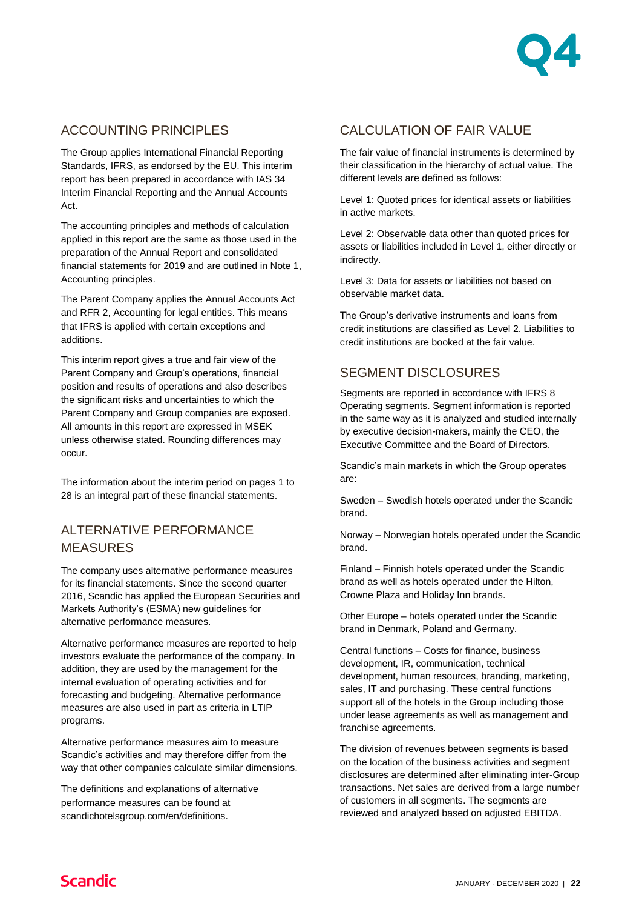## ACCOUNTING PRINCIPLES

The Group applies International Financial Reporting Standards, IFRS, as endorsed by the EU. This interim report has been prepared in accordance with IAS 34 Interim Financial Reporting and the Annual Accounts Act.

The accounting principles and methods of calculation applied in this report are the same as those used in the preparation of the Annual Report and consolidated financial statements for 2019 and are outlined in Note 1, Accounting principles.

The Parent Company applies the Annual Accounts Act and RFR 2, Accounting for legal entities. This means that IFRS is applied with certain exceptions and additions.

This interim report gives a true and fair view of the Parent Company and Group's operations, financial position and results of operations and also describes the significant risks and uncertainties to which the Parent Company and Group companies are exposed. All amounts in this report are expressed in MSEK unless otherwise stated. Rounding differences may occur.

The information about the interim period on pages 1 to 28 is an integral part of these financial statements.

## ALTERNATIVE PERFORMANCE MEASURES

The company uses alternative performance measures for its financial statements. Since the second quarter 2016, Scandic has applied the European Securities and Markets Authority's (ESMA) new guidelines for alternative performance measures.

Alternative performance measures are reported to help investors evaluate the performance of the company. In addition, they are used by the management for the internal evaluation of operating activities and for forecasting and budgeting. Alternative performance measures are also used in part as criteria in LTIP programs.

Alternative performance measures aim to measure Scandic's activities and may therefore differ from the way that other companies calculate similar dimensions.

The definitions and explanations of alternative performance measures can be found at scandichotelsgroup.com/en/definitions.

## CALCULATION OF FAIR VALUE

The fair value of financial instruments is determined by their classification in the hierarchy of actual value. The different levels are defined as follows:

Level 1: Quoted prices for identical assets or liabilities in active markets.

Level 2: Observable data other than quoted prices for assets or liabilities included in Level 1, either directly or indirectly.

Level 3: Data for assets or liabilities not based on observable market data.

The Group's derivative instruments and loans from credit institutions are classified as Level 2. Liabilities to credit institutions are booked at the fair value.

## SEGMENT DISCLOSURES

Segments are reported in accordance with IFRS 8 Operating segments. Segment information is reported in the same way as it is analyzed and studied internally by executive decision-makers, mainly the CEO, the Executive Committee and the Board of Directors.

Scandic's main markets in which the Group operates are:

Sweden – Swedish hotels operated under the Scandic brand.

Norway – Norwegian hotels operated under the Scandic brand.

Finland – Finnish hotels operated under the Scandic brand as well as hotels operated under the Hilton, Crowne Plaza and Holiday Inn brands.

Other Europe – hotels operated under the Scandic brand in Denmark, Poland and Germany.

Central functions – Costs for finance, business development, IR, communication, technical development, human resources, branding, marketing, sales, IT and purchasing. These central functions support all of the hotels in the Group including those under lease agreements as well as management and franchise agreements.

The division of revenues between segments is based on the location of the business activities and segment disclosures are determined after eliminating inter-Group transactions. Net sales are derived from a large number of customers in all segments. The segments are reviewed and analyzed based on adjusted EBITDA.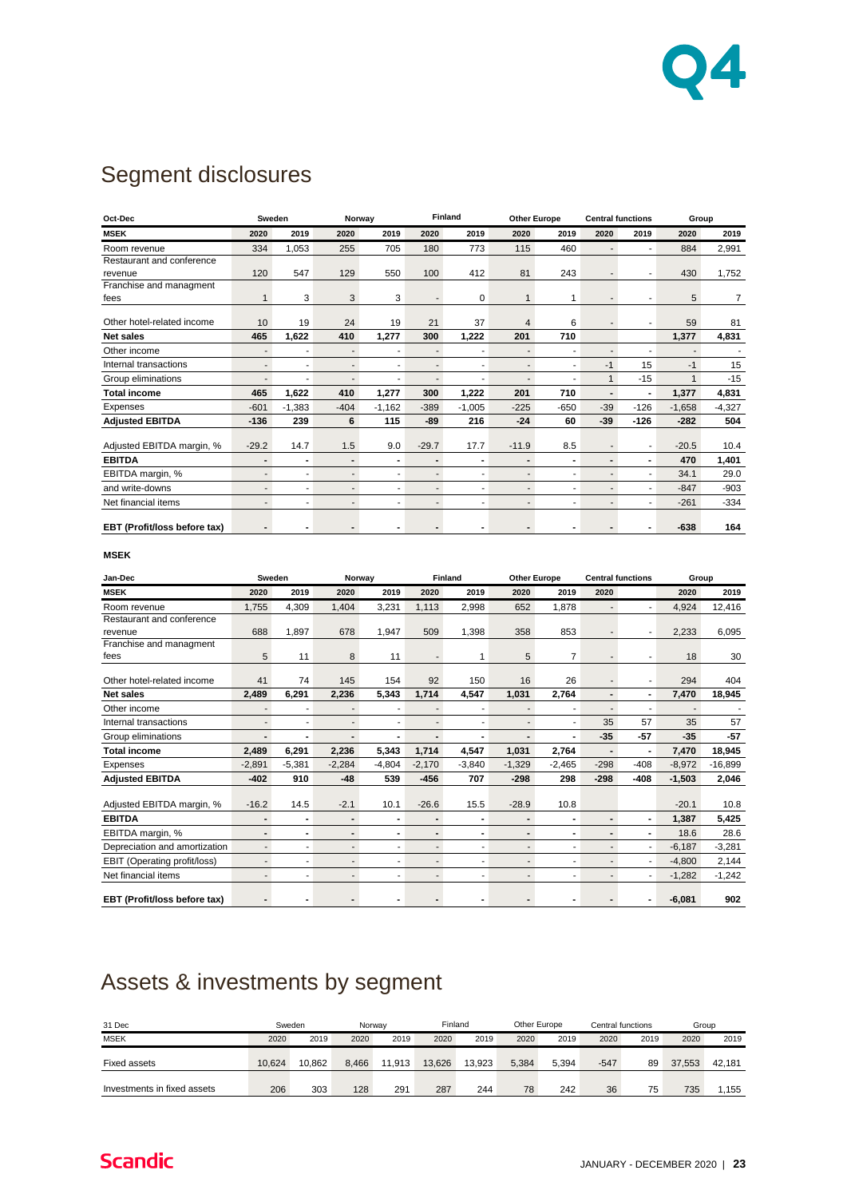# Segment disclosures

| Oct-Dec | Sweden | | Norway | | Finland | | Other Europe | | Central functions | | Group | |
|---|---|---|---|---|---|---|---|---|---|---|---|---|
| MSEK | 2020 | 2019 | 2020 | 2019 | 2020 | 2019 | 2020 | 2019 | 2020 | 2019 | 2020 | 2019 |
| Room revenue | 334 | 1,053 | 255 | 705 | 180 | 773 | 115 | 460 | - | - | 884 | 2,991 |
| Restaurant and conference revenue | 120 | 547 | 129 | 550 | 100 | 412 | 81 | 243 | - | - | 430 | 1,752 |
| Franchise and managment fees | 1 | 3 | 3 | 3 | - | 0 | 1 | 1 | - | - | 5 | 7 |
| Other hotel-related income | 10 | 19 | 24 | 19 | 21 | 37 | 4 | 6 | - | - | 59 | 81 |
| **Net sales** | **465** | **1,622** | **410** | **1,277** | **300** | **1,222** | **201** | **710** | | | **1,377** | **4,831** |
| Other income | - | - | - | - | - | - | - | - | - | - | - | - |
| Internal transactions | - | - | - | - | - | - | - | - | -1 | 15 | -1 | 15 |
| Group eliminations | - | - | - | - | - | - | - | - | 1 | -15 | 1 | -15 |
| **Total income** | **465** | **1,622** | **410** | **1,277** | **300** | **1,222** | **201** | **710** | **-** | **-** | **1,377** | **4,831** |
| Expenses | -601 | -1,383 | -404 | -1,162 | -389 | -1,005 | -225 | -650 | -39 | -126 | -1,658 | -4,327 |
| **Adjusted EBITDA** | **-136** | **239** | **6** | **115** | **-89** | **216** | **-24** | **60** | **-39** | **-126** | **-282** | **504** |
| Adjusted EBITDA margin, % | -29.2 | 14.7 | 1.5 | 9.0 | -29.7 | 17.7 | -11.9 | 8.5 | - | - | -20.5 | 10.4 |
| **EBITDA** | **-** | **-** | **-** | **-** | **-** | **-** | **-** | **-** | **-** | **-** | **470** | **1,401** |
| EBITDA margin, % | - | - | - | - | - | - | - | - | - | - | 34.1 | 29.0 |
| and write-downs | - | - | - | - | - | - | - | - | - | - | -847 | -903 |
| Net financial items | - | - | - | - | - | - | - | - | - | - | -261 | -334 |
| **EBT (Profit/loss before tax)** | **-** | **-** | **-** | **-** | **-** | **-** | **-** | **-** | **-** | **-** | **-638** | **164** |

**MSEK**

| Jan-Dec | Sweden | | Norway | | Finland | | Other Europe | | Central functions | | Group | |
|---|---|---|---|---|---|---|---|---|---|---|---|---|
| MSEK | 2020 | 2019 | 2020 | 2019 | 2020 | 2019 | 2020 | 2019 | 2020 | | 2020 | 2019 |
| Room revenue | 1,755 | 4,309 | 1,404 | 3,231 | 1,113 | 2,998 | 652 | 1,878 | - | - | 4,924 | 12,416 |
| Restaurant and conference revenue | 688 | 1,897 | 678 | 1,947 | 509 | 1,398 | 358 | 853 | - | - | 2,233 | 6,095 |
| Franchise and managment fees | 5 | 11 | 8 | 11 | - | 1 | 5 | 7 | - | - | 18 | 30 |
| Other hotel-related income | 41 | 74 | 145 | 154 | 92 | 150 | 16 | 26 | - | - | 294 | 404 |
| **Net sales** | **2,489** | **6,291** | **2,236** | **5,343** | **1,714** | **4,547** | **1,031** | **2,764** | **-** | **-** | **7,470** | **18,945** |
| Other income | - | - | - | - | - | - | - | - | - | - | - | - |
| Internal transactions | - | - | - | - | - | - | - | - | 35 | 57 | 35 | 57 |
| Group eliminations | **-** | **-** | **-** | **-** | **-** | **-** | **-** | **-** | **-35** | **-57** | **-35** | **-57** |
| **Total income** | **2,489** | **6,291** | **2,236** | **5,343** | **1,714** | **4,547** | **1,031** | **2,764** | **-** | **-** | **7,470** | **18,945** |
| Expenses | -2,891 | -5,381 | -2,284 | -4,804 | -2,170 | -3,840 | -1,329 | -2,465 | -298 | -408 | -8,972 | -16,899 |
| **Adjusted EBITDA** | **-402** | **910** | **-48** | **539** | **-456** | **707** | **-298** | **298** | **-298** | **-408** | **-1,503** | **2,046** |
| Adjusted EBITDA margin, % | -16.2 | 14.5 | -2.1 | 10.1 | -26.6 | 15.5 | -28.9 | 10.8 | | | -20.1 | 10.8 |
| **EBITDA** | **-** | **-** | **-** | **-** | **-** | **-** | **-** | **-** | **-** | **-** | **1,387** | **5,425** |
| EBITDA margin, % | **-** | **-** | **-** | **-** | **-** | **-** | **-** | **-** | **-** | **-** | 18.6 | 28.6 |
| Depreciation and amortization | - | - | - | - | - | - | - | - | - | - | -6,187 | -3,281 |
| EBIT (Operating profit/loss) | - | - | - | - | - | - | - | - | - | - | -4,800 | 2,144 |
| Net financial items | - | - | - | - | - | - | - | - | - | - | -1,282 | -1,242 |
| **EBT (Profit/loss before tax)** | **-** | **-** | **-** | **-** | **-** | **-** | **-** | **-** | **-** | **-** | **-6,081** | **902** |

# Assets & investments by segment

| 31 Dec | Sweden | | Norway | | Finland | | Other Europe | | Central functions | | Group | |
|---|---|---|---|---|---|---|---|---|---|---|---|---|
| MSEK | 2020 | 2019 | 2020 | 2019 | 2020 | 2019 | 2020 | 2019 | 2020 | 2019 | 2020 | 2019 |
| Fixed assets | 10,624 | 10,862 | 8,466 | 11,913 | 13,626 | 13,923 | 5,384 | 5,394 | -547 | 89 | 37,553 | 42,181 |
| Investments in fixed assets | 206 | 303 | 128 | 291 | 287 | 244 | 78 | 242 | 36 | 75 | 735 | 1,155 |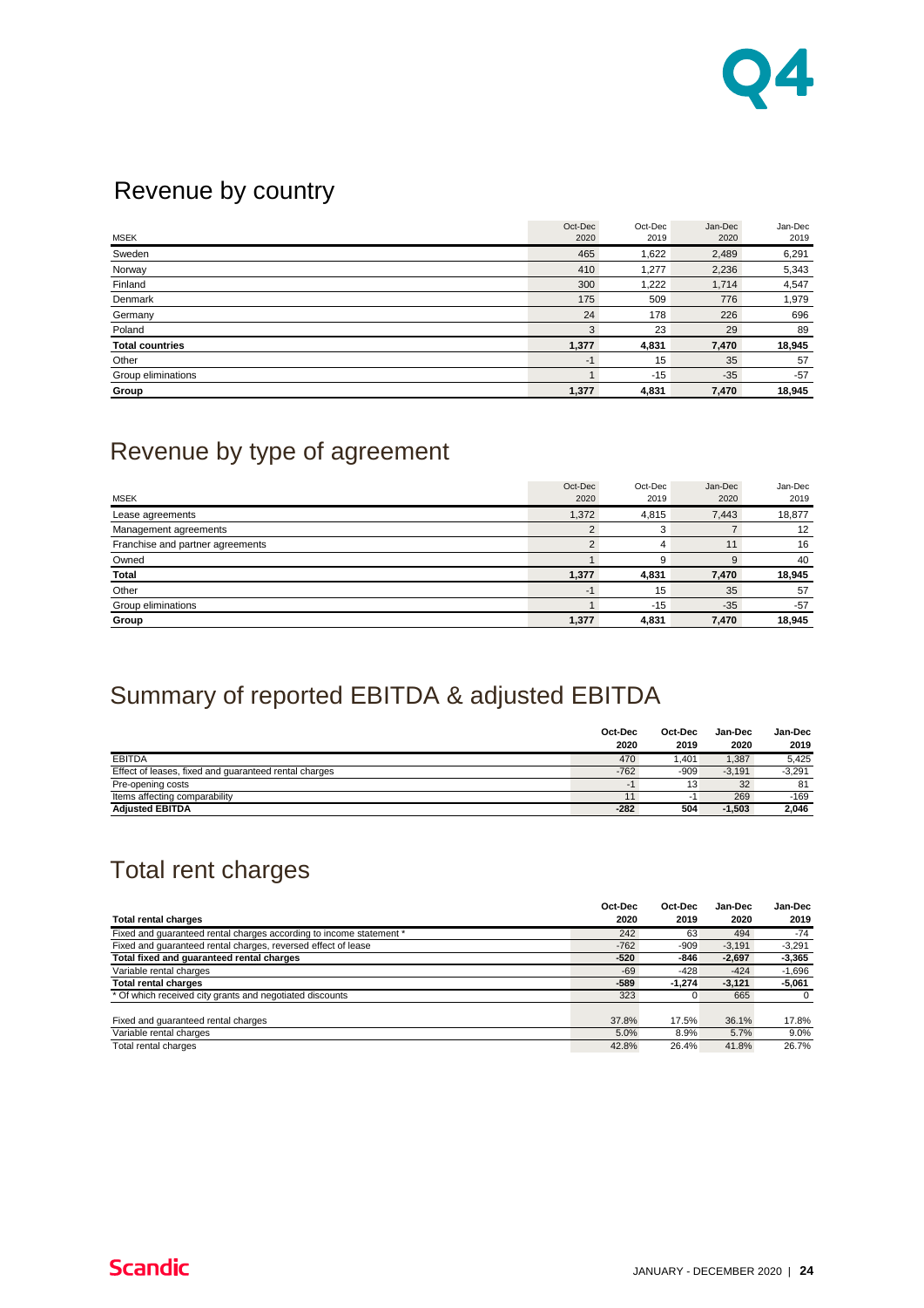## Revenue by country

| MSEK | Oct-Dec 2020 | Oct-Dec 2019 | Jan-Dec 2020 | Jan-Dec 2019 |
|---|---|---|---|---|
| Sweden | 465 | 1,622 | 2,489 | 6,291 |
| Norway | 410 | 1,277 | 2,236 | 5,343 |
| Finland | 300 | 1,222 | 1,714 | 4,547 |
| Denmark | 175 | 509 | 776 | 1,979 |
| Germany | 24 | 178 | 226 | 696 |
| Poland | 3 | 23 | 29 | 89 |
| **Total countries** | **1,377** | **4,831** | **7,470** | **18,945** |
| Other | -1 | 15 | 35 | 57 |
| Group eliminations | 1 | -15 | -35 | -57 |
| **Group** | **1,377** | **4,831** | **7,470** | **18,945** |

## Revenue by type of agreement

| MSEK | Oct-Dec 2020 | Oct-Dec 2019 | Jan-Dec 2020 | Jan-Dec 2019 |
|---|---|---|---|---|
| Lease agreements | 1,372 | 4,815 | 7,443 | 18,877 |
| Management agreements | 2 | 3 | 7 | 12 |
| Franchise and partner agreements | 2 | 4 | 11 | 16 |
| Owned | 1 | 9 | 9 | 40 |
| **Total** | **1,377** | **4,831** | **7,470** | **18,945** |
| Other | -1 | 15 | 35 | 57 |
| Group eliminations | 1 | -15 | -35 | -57 |
| **Group** | **1,377** | **4,831** | **7,470** | **18,945** |

## Summary of reported EBITDA & adjusted EBITDA

| | Oct-Dec 2020 | Oct-Dec 2019 | Jan-Dec 2020 | Jan-Dec 2019 |
|---|---|---|---|---|
| EBITDA | 470 | 1,401 | 1,387 | 5,425 |
| Effect of leases, fixed and guaranteed rental charges | -762 | -909 | -3,191 | -3,291 |
| Pre-opening costs | -1 | 13 | 32 | 81 |
| Items affecting comparability | 11 | -1 | 269 | -169 |
| **Adjusted EBITDA** | **-282** | **504** | **-1,503** | **2,046** |

## Total rent charges

| **Total rental charges** | Oct-Dec 2020 | Oct-Dec 2019 | Jan-Dec 2020 | Jan-Dec 2019 |
|---|---|---|---|---|
| Fixed and guaranteed rental charges according to income statement * | 242 | 63 | 494 | -74 |
| Fixed and guaranteed rental charges, reversed effect of lease | -762 | -909 | -3,191 | -3,291 |
| **Total fixed and guaranteed rental charges** | **-520** | **-846** | **-2,697** | **-3,365** |
| Variable rental charges | -69 | -428 | -424 | -1,696 |
| **Total rental charges** | **-589** | **-1,274** | **-3,121** | **-5,061** |
| * Of which received city grants and negotiated discounts | 323 | 0 | 665 | 0 |
| | | | | |
| Fixed and guaranteed rental charges | 37.8% | 17.5% | 36.1% | 17.8% |
| Variable rental charges | 5.0% | 8.9% | 5.7% | 9.0% |
| Total rental charges | 42.8% | 26.4% | 41.8% | 26.7% |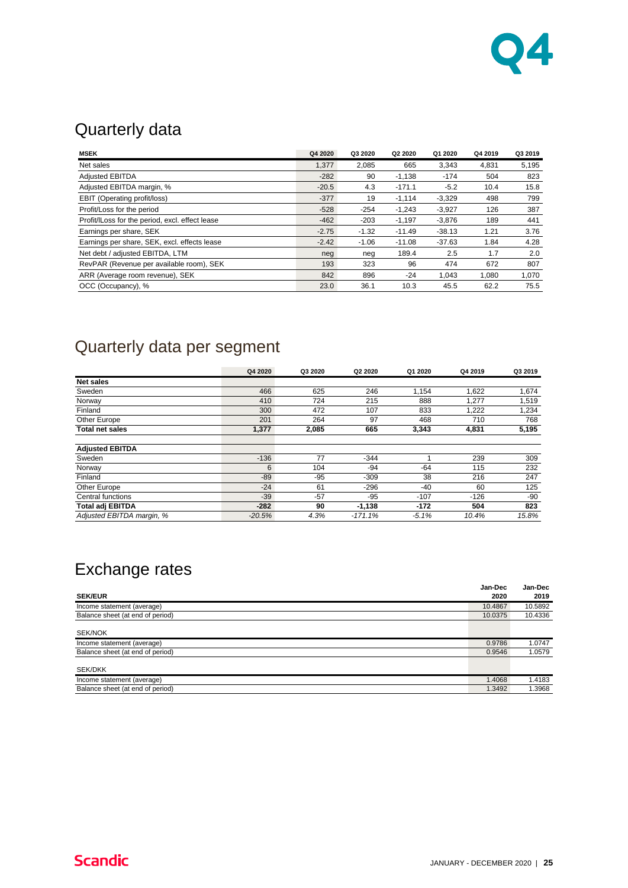# Quarterly data

| MSEK | Q4 2020 | Q3 2020 | Q2 2020 | Q1 2020 | Q4 2019 | Q3 2019 |
|---|---|---|---|---|---|---|
| Net sales | 1,377 | 2,085 | 665 | 3,343 | 4,831 | 5,195 |
| Adjusted EBITDA | -282 | 90 | -1,138 | -174 | 504 | 823 |
| Adjusted EBITDA margin, % | -20.5 | 4.3 | -171.1 | -5.2 | 10.4 | 15.8 |
| EBIT (Operating profit/loss) | -377 | 19 | -1,114 | -3,329 | 498 | 799 |
| Profit/Loss for the period | -528 | -254 | -1,243 | -3,927 | 126 | 387 |
| Profit/lLoss for the period, excl. effect lease | -462 | -203 | -1,197 | -3,876 | 189 | 441 |
| Earnings per share, SEK | -2.75 | -1.32 | -11.49 | -38.13 | 1.21 | 3.76 |
| Earnings per share, SEK, excl. effects lease | -2.42 | -1.06 | -11.08 | -37.63 | 1.84 | 4.28 |
| Net debt / adjusted EBITDA, LTM | neg | neg | 189.4 | 2.5 | 1.7 | 2.0 |
| RevPAR (Revenue per available room), SEK | 193 | 323 | 96 | 474 | 672 | 807 |
| ARR (Average room revenue), SEK | 842 | 896 | -24 | 1,043 | 1,080 | 1,070 |
| OCC (Occupancy), % | 23.0 | 36.1 | 10.3 | 45.5 | 62.2 | 75.5 |

# Quarterly data per segment

| | Q4 2020 | Q3 2020 | Q2 2020 | Q1 2020 | Q4 2019 | Q3 2019 |
|---|---|---|---|---|---|---|
| **Net sales** | | | | | | |
| Sweden | 466 | 625 | 246 | 1,154 | 1,622 | 1,674 |
| Norway | 410 | 724 | 215 | 888 | 1,277 | 1,519 |
| Finland | 300 | 472 | 107 | 833 | 1,222 | 1,234 |
| Other Europe | 201 | 264 | 97 | 468 | 710 | 768 |
| **Total net sales** | **1,377** | **2,085** | **665** | **3,343** | **4,831** | **5,195** |
| | | | | | | |
| **Adjusted EBITDA** | | | | | | |
| Sweden | -136 | 77 | -344 | 1 | 239 | 309 |
| Norway | 6 | 104 | -94 | -64 | 115 | 232 |
| Finland | -89 | -95 | -309 | 38 | 216 | 247 |
| Other Europe | -24 | 61 | -296 | -40 | 60 | 125 |
| Central functions | -39 | -57 | -95 | -107 | -126 | -90 |
| **Total adj EBITDA** | **-282** | **90** | **-1,138** | **-172** | **504** | **823** |
| *Adjusted EBITDA margin, %* | *-20.5%* | *4.3%* | *-171.1%* | *-5.1%* | *10.4%* | *15.8%* |

# Exchange rates

| **SEK/EUR** | Jan-Dec 2020 | Jan-Dec 2019 |
|---|---|---|
| Income statement (average) | 10.4867 | 10.5892 |
| Balance sheet (at end of period) | 10.0375 | 10.4336 |
| | | |
| SEK/NOK | | |
| Income statement (average) | 0.9786 | 1.0747 |
| Balance sheet (at end of period) | 0.9546 | 1.0579 |
| | | |
| SEK/DKK | | |
| Income statement (average) | 1.4068 | 1.4183 |
| Balance sheet (at end of period) | 1.3492 | 1.3968 |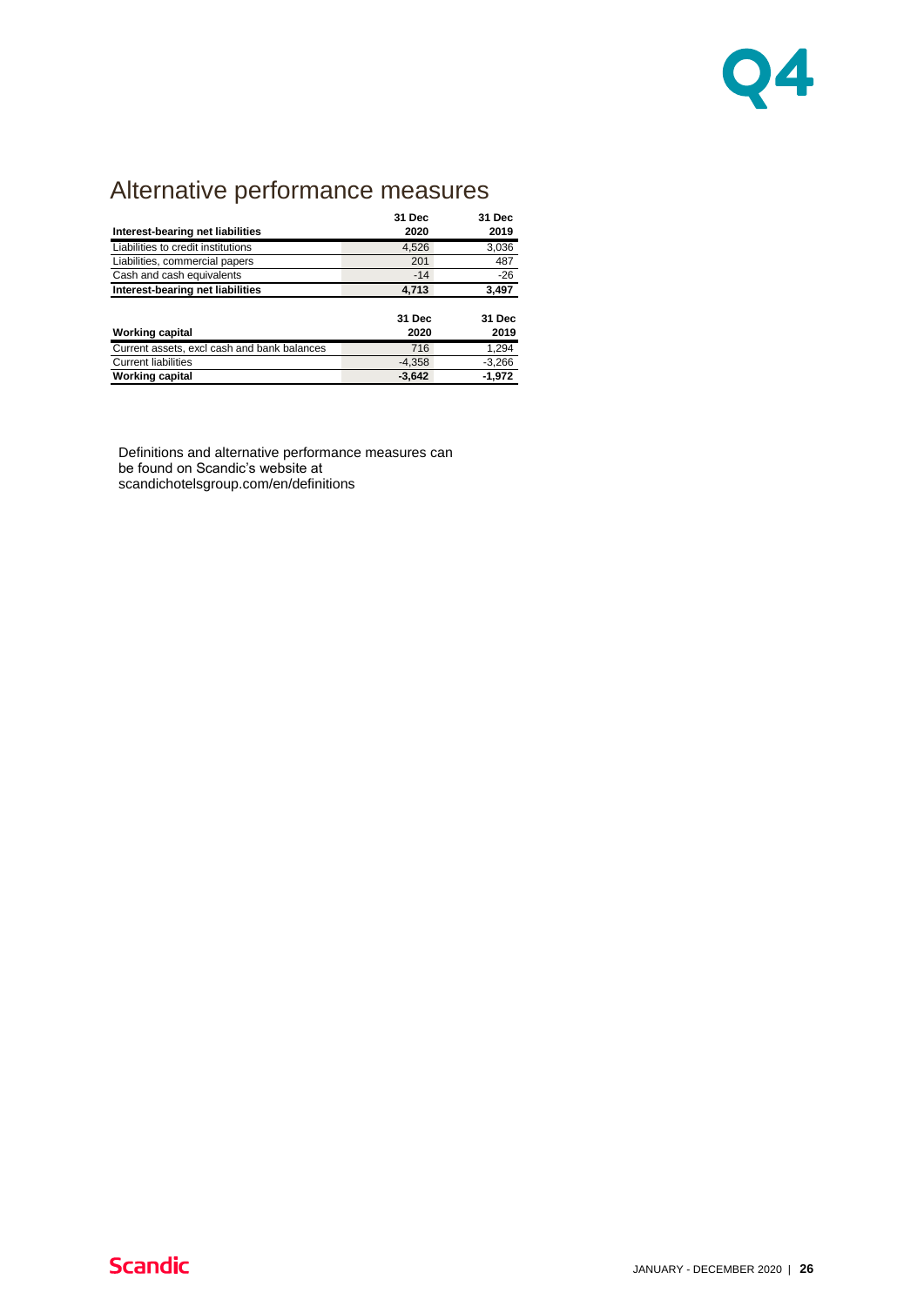# Alternative performance measures

| Interest-bearing net liabilities | 31 Dec 2020 | 31 Dec 2019 |
|---|---|---|
| Liabilities to credit institutions | 4,526 | 3,036 |
| Liabilities, commercial papers | 201 | 487 |
| Cash and cash equivalents | -14 | -26 |
| **Interest-bearing net liabilities** | **4,713** | **3,497** |

| Working capital | 31 Dec 2020 | 31 Dec 2019 |
|---|---|---|
| Current assets, excl cash and bank balances | 716 | 1,294 |
| Current liabilities | -4,358 | -3,266 |
| **Working capital** | **-3,642** | **-1,972** |

Definitions and alternative performance measures can be found on Scandic's website at scandichotelsgroup.com/en/definitions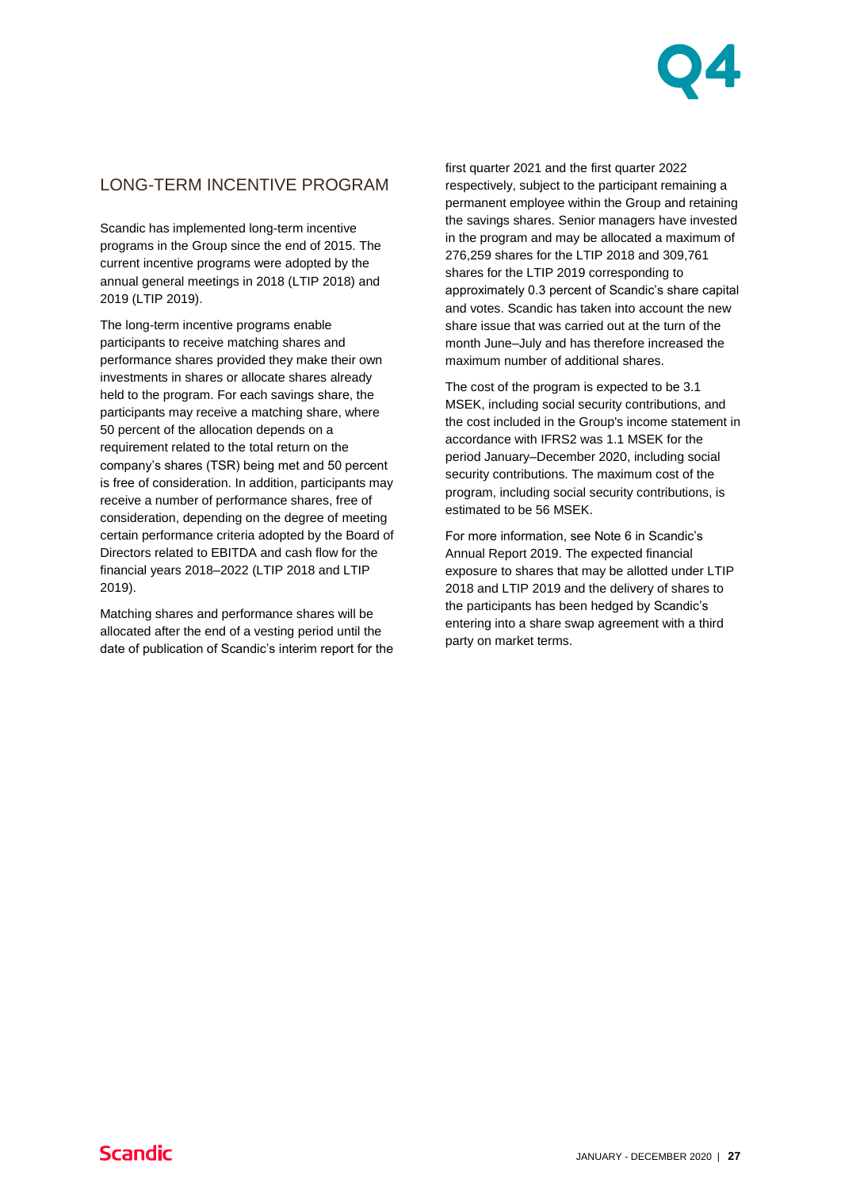## LONG-TERM INCENTIVE PROGRAM

Scandic has implemented long-term incentive programs in the Group since the end of 2015. The current incentive programs were adopted by the annual general meetings in 2018 (LTIP 2018) and 2019 (LTIP 2019).

The long-term incentive programs enable participants to receive matching shares and performance shares provided they make their own investments in shares or allocate shares already held to the program. For each savings share, the participants may receive a matching share, where 50 percent of the allocation depends on a requirement related to the total return on the company's shares (TSR) being met and 50 percent is free of consideration. In addition, participants may receive a number of performance shares, free of consideration, depending on the degree of meeting certain performance criteria adopted by the Board of Directors related to EBITDA and cash flow for the financial years 2018–2022 (LTIP 2018 and LTIP 2019).

Matching shares and performance shares will be allocated after the end of a vesting period until the date of publication of Scandic's interim report for the first quarter 2021 and the first quarter 2022 respectively, subject to the participant remaining a permanent employee within the Group and retaining the savings shares. Senior managers have invested in the program and may be allocated a maximum of 276,259 shares for the LTIP 2018 and 309,761 shares for the LTIP 2019 corresponding to approximately 0.3 percent of Scandic's share capital and votes. Scandic has taken into account the new share issue that was carried out at the turn of the month June–July and has therefore increased the maximum number of additional shares.

The cost of the program is expected to be 3.1 MSEK, including social security contributions, and the cost included in the Group's income statement in accordance with IFRS2 was 1.1 MSEK for the period January–December 2020, including social security contributions. The maximum cost of the program, including social security contributions, is estimated to be 56 MSEK.

For more information, see Note 6 in Scandic's Annual Report 2019. The expected financial exposure to shares that may be allotted under LTIP 2018 and LTIP 2019 and the delivery of shares to the participants has been hedged by Scandic's entering into a share swap agreement with a third party on market terms.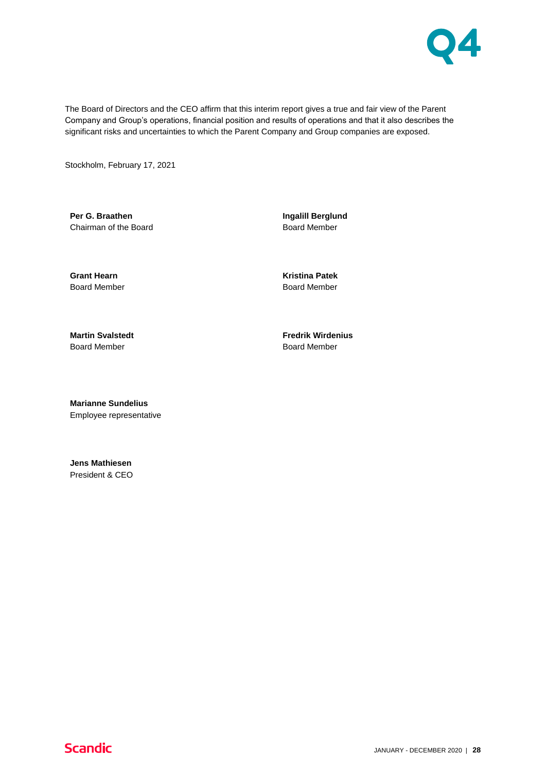The Board of Directors and the CEO affirm that this interim report gives a true and fair view of the Parent Company and Group's operations, financial position and results of operations and that it also describes the significant risks and uncertainties to which the Parent Company and Group companies are exposed.

Stockholm, February 17, 2021

**Per G. Braathen**
Chairman of the Board

**Ingalill Berglund**
Board Member

**Grant Hearn**
Board Member

**Kristina Patek**
Board Member

**Martin Svalstedt**
Board Member

**Fredrik Wirdenius**
Board Member

**Marianne Sundelius**
Employee representative

**Jens Mathiesen**
President & CEO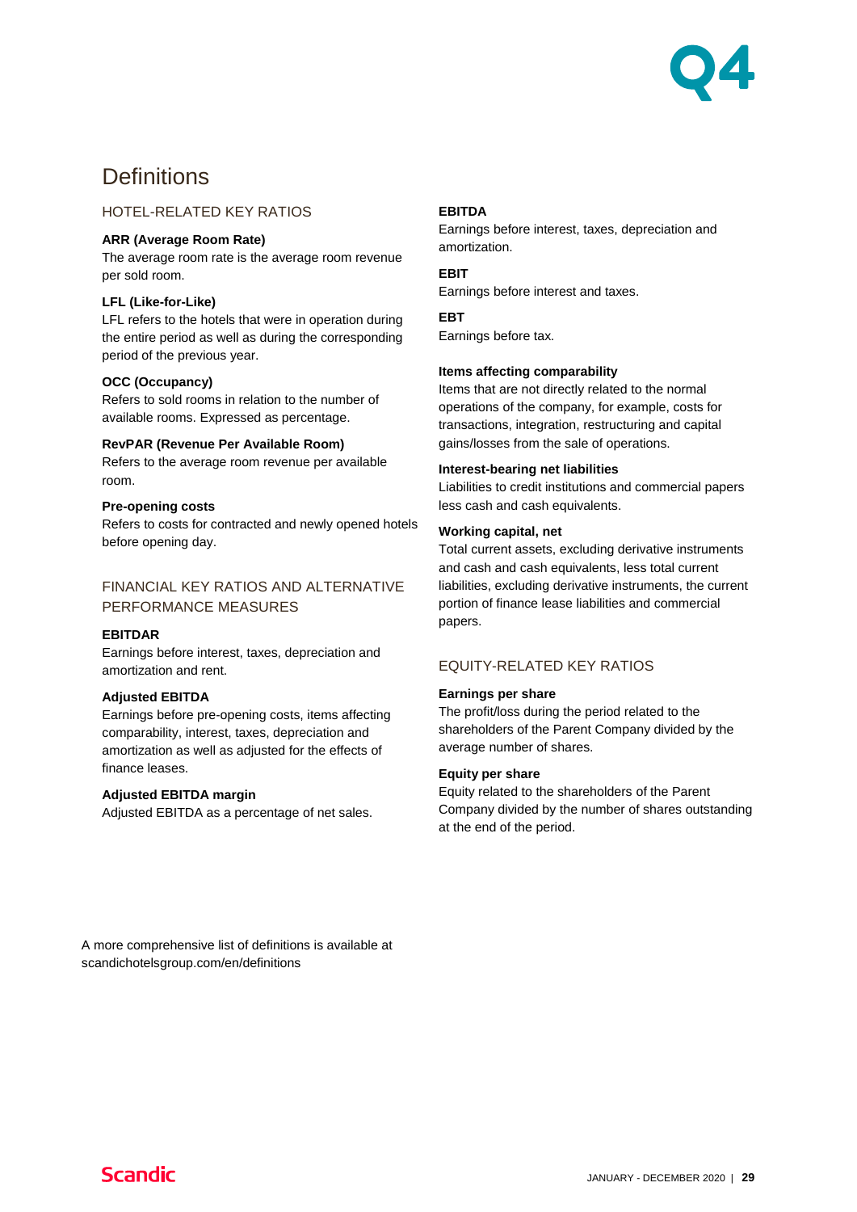# Definitions

## HOTEL-RELATED KEY RATIOS

**ARR (Average Room Rate)**
The average room rate is the average room revenue per sold room.

**LFL (Like-for-Like)**
LFL refers to the hotels that were in operation during the entire period as well as during the corresponding period of the previous year.

**OCC (Occupancy)**
Refers to sold rooms in relation to the number of available rooms. Expressed as percentage.

**RevPAR (Revenue Per Available Room)**
Refers to the average room revenue per available room.

**Pre-opening costs**
Refers to costs for contracted and newly opened hotels before opening day.

## FINANCIAL KEY RATIOS AND ALTERNATIVE PERFORMANCE MEASURES

**EBITDAR**
Earnings before interest, taxes, depreciation and amortization and rent.

**Adjusted EBITDA**
Earnings before pre-opening costs, items affecting comparability, interest, taxes, depreciation and amortization as well as adjusted for the effects of finance leases.

**Adjusted EBITDA margin**
Adjusted EBITDA as a percentage of net sales.

**EBITDA**
Earnings before interest, taxes, depreciation and amortization.

**EBIT**
Earnings before interest and taxes.

**EBT**
Earnings before tax.

**Items affecting comparability**
Items that are not directly related to the normal operations of the company, for example, costs for transactions, integration, restructuring and capital gains/losses from the sale of operations.

**Interest-bearing net liabilities**
Liabilities to credit institutions and commercial papers less cash and cash equivalents.

**Working capital, net**
Total current assets, excluding derivative instruments and cash and cash equivalents, less total current liabilities, excluding derivative instruments, the current portion of finance lease liabilities and commercial papers.

## EQUITY-RELATED KEY RATIOS

**Earnings per share**
The profit/loss during the period related to the shareholders of the Parent Company divided by the average number of shares.

**Equity per share**
Equity related to the shareholders of the Parent Company divided by the number of shares outstanding at the end of the period.

A more comprehensive list of definitions is available at scandichotelsgroup.com/en/definitions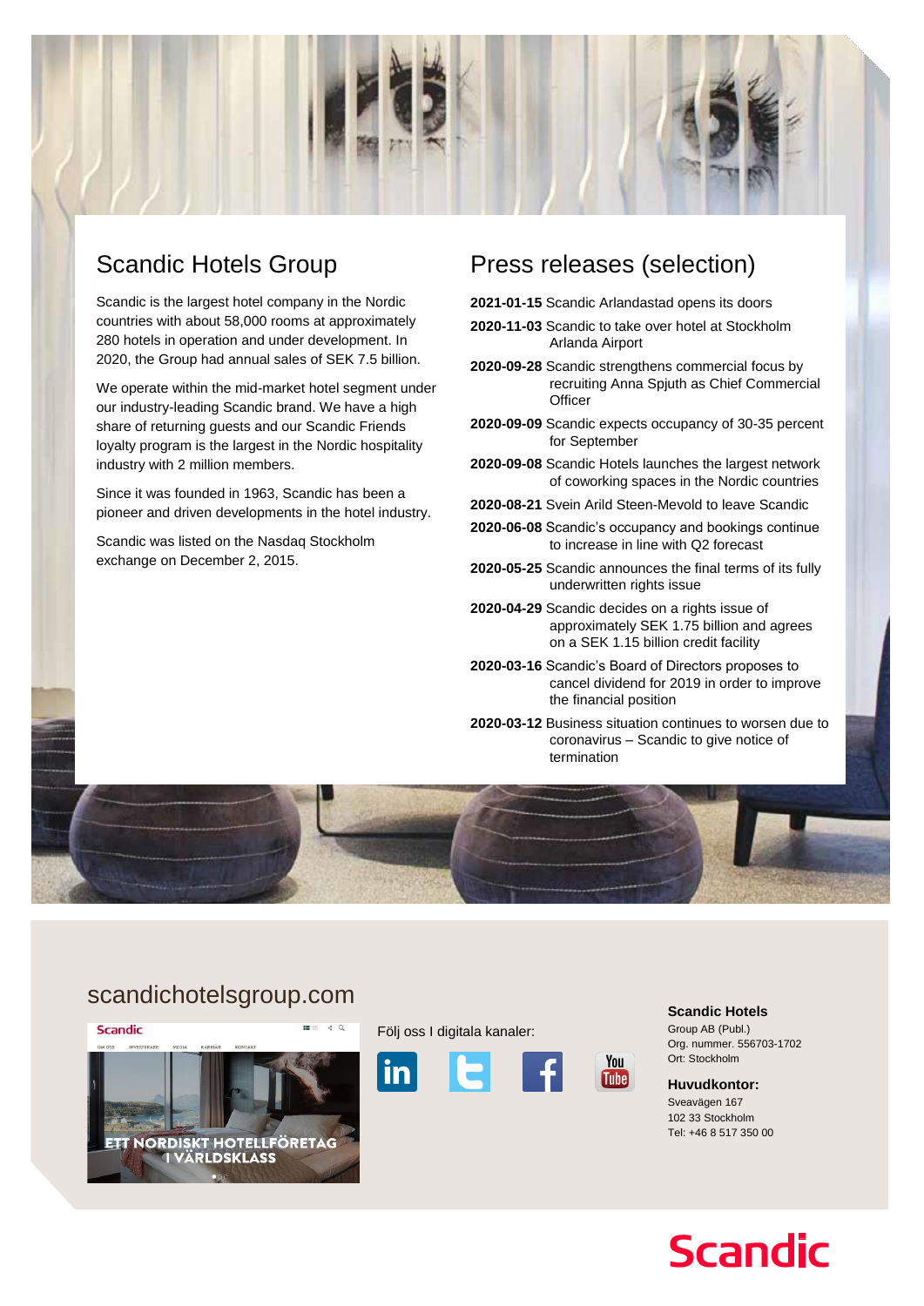## Scandic Hotels Group

Scandic is the largest hotel company in the Nordic countries with about 58,000 rooms at approximately 280 hotels in operation and under development. In 2020, the Group had annual sales of SEK 7.5 billion.

We operate within the mid-market hotel segment under our industry-leading Scandic brand. We have a high share of returning guests and our Scandic Friends loyalty program is the largest in the Nordic hospitality industry with 2 million members.

Since it was founded in 1963, Scandic has been a pioneer and driven developments in the hotel industry.

Scandic was listed on the Nasdaq Stockholm exchange on December 2, 2015.

## Press releases (selection)

**2021-01-15** Scandic Arlandastad opens its doors

**2020-11-03** Scandic to take over hotel at Stockholm Arlanda Airport

**2020-09-28** Scandic strengthens commercial focus by recruiting Anna Spjuth as Chief Commercial Officer

**2020-09-09** Scandic expects occupancy of 30-35 percent for September

**2020-09-08** Scandic Hotels launches the largest network of coworking spaces in the Nordic countries

**2020-08-21** Svein Arild Steen-Mevold to leave Scandic

**2020-06-08** Scandic's occupancy and bookings continue to increase in line with Q2 forecast

**2020-05-25** Scandic announces the final terms of its fully underwritten rights issue

**2020-04-29** Scandic decides on a rights issue of approximately SEK 1.75 billion and agrees on a SEK 1.15 billion credit facility

**2020-03-16** Scandic's Board of Directors proposes to cancel dividend for 2019 in order to improve the financial position

**2020-03-12** Business situation continues to worsen due to coronavirus – Scandic to give notice of termination

## scandichotelsgroup.com

Följ oss I digitala kanaler:

**Scandic Hotels**
Group AB (Publ.)
Org. nummer. 556703-1702
Ort: Stockholm

**Huvudkontor:**
Sveavägen 167
102 33 Stockholm
Tel: +46 8 517 350 00

Scandic